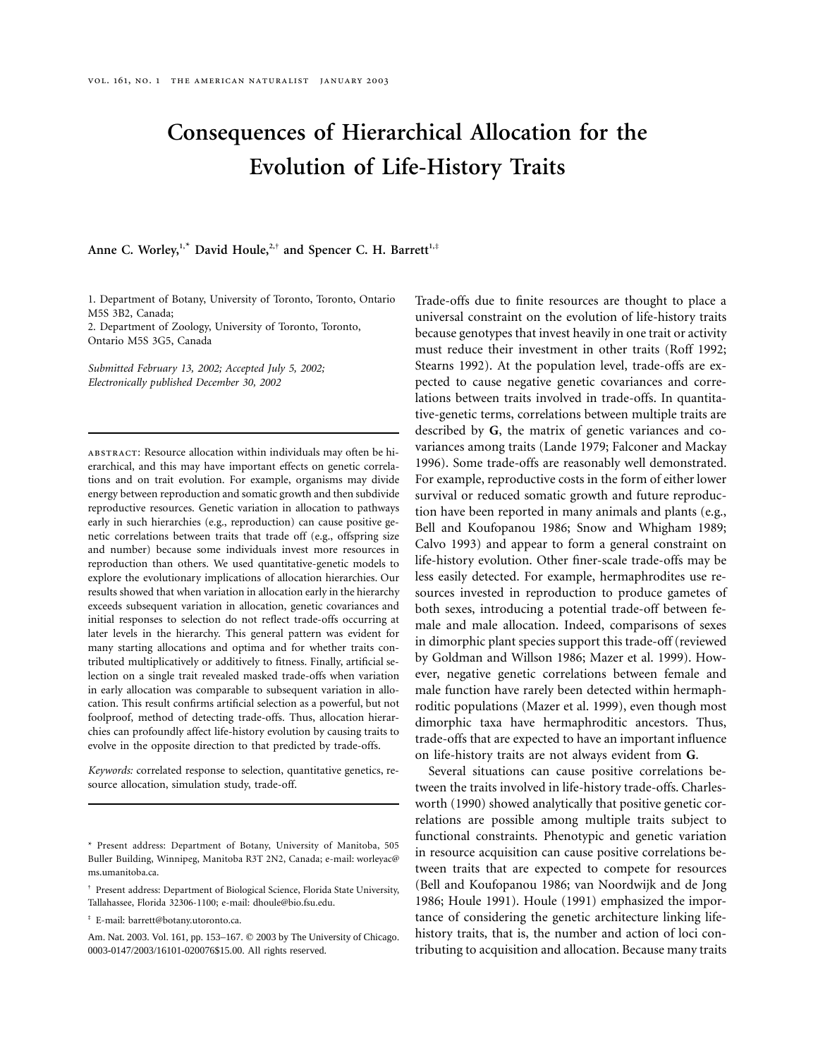# Consequences of Hierarchical Allocation for the Evolution of Life-History Traits

**Anne C. Worley,[1,*] David Houle,[2,†] and Spencer C. H. Barrett[1,‡]**

1. Department of Botany, University of Toronto, Toronto, Ontario M5S 3B2, Canada;
2. Department of Zoology, University of Toronto, Toronto, Ontario M5S 3G5, Canada

*Submitted February 13, 2002; Accepted July 5, 2002; Electronically published December 30, 2002*

---

ABSTRACT: Resource allocation within individuals may often be hierarchical, and this may have important effects on genetic correlations and on trait evolution. For example, organisms may divide energy between reproduction and somatic growth and then subdivide reproductive resources. Genetic variation in allocation to pathways early in such hierarchies (e.g., reproduction) can cause positive genetic correlations between traits that trade off (e.g., offspring size and number) because some individuals invest more resources in reproduction than others. We used quantitative-genetic models to explore the evolutionary implications of allocation hierarchies. Our results showed that when variation in allocation early in the hierarchy exceeds subsequent variation in allocation, genetic covariances and initial responses to selection do not reflect trade-offs occurring at later levels in the hierarchy. This general pattern was evident for many starting allocations and optima and for whether traits contributed multiplicatively or additively to fitness. Finally, artificial selection on a single trait revealed masked trade-offs when variation in early allocation was comparable to subsequent variation in allocation. This result confirms artificial selection as a powerful, but not foolproof, method of detecting trade-offs. Thus, allocation hierarchies can profoundly affect life-history evolution by causing traits to evolve in the opposite direction to that predicted by trade-offs.

*Keywords:* correlated response to selection, quantitative genetics, resource allocation, simulation study, trade-off.

---

\* Present address: Department of Botany, University of Manitoba, 505 Buller Building, Winnipeg, Manitoba R3T 2N2, Canada; e-mail: worleyac@ms.umanitoba.ca.

† Present address: Department of Biological Science, Florida State University, Tallahassee, Florida 32306-1100; e-mail: dhoule@bio.fsu.edu.

‡ E-mail: barrett@botany.utoronto.ca.

Am. Nat. 2003. Vol. 161, pp. 153–167. © 2003 by The University of Chicago. 0003-0147/2003/16101-020076$15.00. All rights reserved.

Trade-offs due to finite resources are thought to place a universal constraint on the evolution of life-history traits because genotypes that invest heavily in one trait or activity must reduce their investment in other traits (Roff 1992; Stearns 1992). At the population level, trade-offs are expected to cause negative genetic covariances and correlations between traits involved in trade-offs. In quantitative-genetic terms, correlations between multiple traits are described by **G**, the matrix of genetic variances and covariances among traits (Lande 1979; Falconer and Mackay 1996). Some trade-offs are reasonably well demonstrated. For example, reproductive costs in the form of either lower survival or reduced somatic growth and future reproduction have been reported in many animals and plants (e.g., Bell and Koufopanou 1986; Snow and Whigham 1989; Calvo 1993) and appear to form a general constraint on life-history evolution. Other finer-scale trade-offs may be less easily detected. For example, hermaphrodites use resources invested in reproduction to produce gametes of both sexes, introducing a potential trade-off between female and male allocation. Indeed, comparisons of sexes in dimorphic plant species support this trade-off (reviewed by Goldman and Willson 1986; Mazer et al. 1999). However, negative genetic correlations between female and male function have rarely been detected within hermaphroditic populations (Mazer et al. 1999), even though most dimorphic taxa have hermaphroditic ancestors. Thus, trade-offs that are expected to have an important influence on life-history traits are not always evident from **G**.

Several situations can cause positive correlations between the traits involved in life-history trade-offs. Charlesworth (1990) showed analytically that positive genetic correlations are possible among multiple traits subject to functional constraints. Phenotypic and genetic variation in resource acquisition can cause positive correlations between traits that are expected to compete for resources (Bell and Koufopanou 1986; van Noordwijk and de Jong 1986; Houle 1991). Houle (1991) emphasized the importance of considering the genetic architecture linking life-history traits, that is, the number and action of loci contributing to acquisition and allocation. Because many traits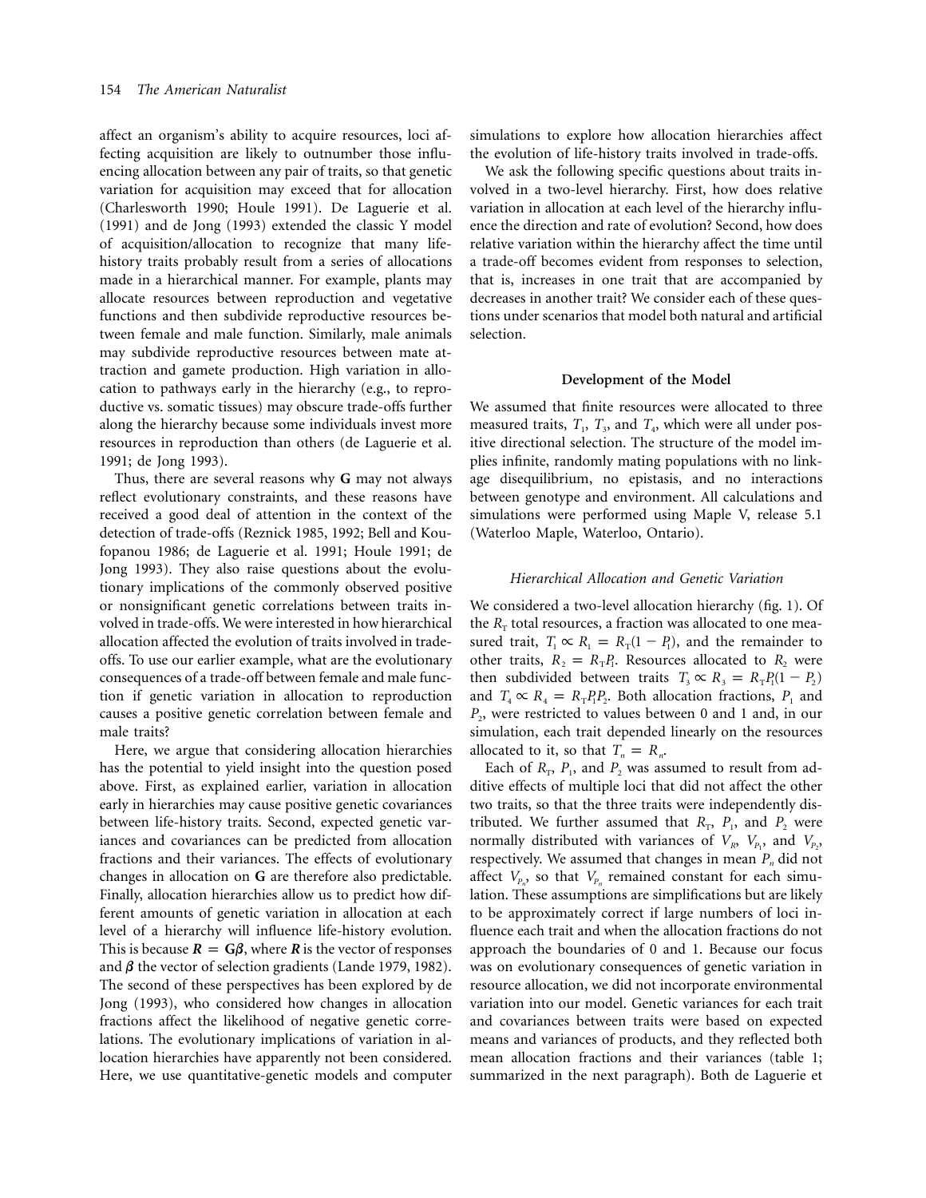affect an organism's ability to acquire resources, loci affecting acquisition are likely to outnumber those influencing allocation between any pair of traits, so that genetic variation for acquisition may exceed that for allocation (Charlesworth 1990; Houle 1991). De Laguerie et al. (1991) and de Jong (1993) extended the classic Y model of acquisition/allocation to recognize that many life-history traits probably result from a series of allocations made in a hierarchical manner. For example, plants may allocate resources between reproduction and vegetative functions and then subdivide reproductive resources between female and male function. Similarly, male animals may subdivide reproductive resources between mate attraction and gamete production. High variation in allocation to pathways early in the hierarchy (e.g., to reproductive vs. somatic tissues) may obscure trade-offs further along the hierarchy because some individuals invest more resources in reproduction than others (de Laguerie et al. 1991; de Jong 1993).

Thus, there are several reasons why **G** may not always reflect evolutionary constraints, and these reasons have received a good deal of attention in the context of the detection of trade-offs (Reznick 1985, 1992; Bell and Koufopanou 1986; de Laguerie et al. 1991; Houle 1991; de Jong 1993). They also raise questions about the evolutionary implications of the commonly observed positive or nonsignificant genetic correlations between traits involved in trade-offs. We were interested in how hierarchical allocation affected the evolution of traits involved in trade-offs. To use our earlier example, what are the evolutionary consequences of a trade-off between female and male function if genetic variation in allocation to reproduction causes a positive genetic correlation between female and male traits?

Here, we argue that considering allocation hierarchies has the potential to yield insight into the question posed above. First, as explained earlier, variation in allocation early in hierarchies may cause positive genetic covariances between life-history traits. Second, expected genetic variances and covariances can be predicted from allocation fractions and their variances. The effects of evolutionary changes in allocation on **G** are therefore also predictable. Finally, allocation hierarchies allow us to predict how different amounts of genetic variation in allocation at each level of a hierarchy will influence life-history evolution. This is because $\boldsymbol{R} = \mathbf{G}\boldsymbol{\beta}$, where $\boldsymbol{R}$ is the vector of responses and $\boldsymbol{\beta}$ the vector of selection gradients (Lande 1979, 1982). The second of these perspectives has been explored by de Jong (1993), who considered how changes in allocation fractions affect the likelihood of negative genetic correlations. The evolutionary implications of variation in allocation hierarchies have apparently not been considered. Here, we use quantitative-genetic models and computer simulations to explore how allocation hierarchies affect the evolution of life-history traits involved in trade-offs.

We ask the following specific questions about traits involved in a two-level hierarchy. First, how does relative variation in allocation at each level of the hierarchy influence the direction and rate of evolution? Second, how does relative variation within the hierarchy affect the time until a trade-off becomes evident from responses to selection, that is, increases in one trait that are accompanied by decreases in another trait? We consider each of these questions under scenarios that model both natural and artificial selection.

## Development of the Model

We assumed that finite resources were allocated to three measured traits, $T_1$, $T_3$, and $T_4$, which were all under positive directional selection. The structure of the model implies infinite, randomly mating populations with no linkage disequilibrium, no epistasis, and no interactions between genotype and environment. All calculations and simulations were performed using Maple V, release 5.1 (Waterloo Maple, Waterloo, Ontario).

### *Hierarchical Allocation and Genetic Variation*

We considered a two-level allocation hierarchy (fig. 1). Of the $R_T$ total resources, a fraction was allocated to one measured trait, $T_1 \propto R_1 = R_T(1 - P_1)$, and the remainder to other traits, $R_2 = R_T P_1$. Resources allocated to $R_2$ were then subdivided between traits $T_3 \propto R_3 = R_T P_1(1 - P_2)$ and $T_4 \propto R_4 = R_T P_1 P_2$. Both allocation fractions, $P_1$ and $P_2$, were restricted to values between 0 and 1 and, in our simulation, each trait depended linearly on the resources allocated to it, so that $T_n = R_n$.

Each of $R_T$, $P_1$, and $P_2$ was assumed to result from additive effects of multiple loci that did not affect the other two traits, so that the three traits were independently distributed. We further assumed that $R_T$, $P_1$, and $P_2$ were normally distributed with variances of $V_R$, $V_{P_1}$, and $V_{P_2}$, respectively. We assumed that changes in mean $P_n$ did not affect $V_{P_n}$, so that $V_{P_n}$ remained constant for each simulation. These assumptions are simplifications but are likely to be approximately correct if large numbers of loci influence each trait and when the allocation fractions do not approach the boundaries of 0 and 1. Because our focus was on evolutionary consequences of genetic variation in resource allocation, we did not incorporate environmental variation into our model. Genetic variances for each trait and covariances between traits were based on expected means and variances of products, and they reflected both mean allocation fractions and their variances (table 1; summarized in the next paragraph). Both de Laguerie et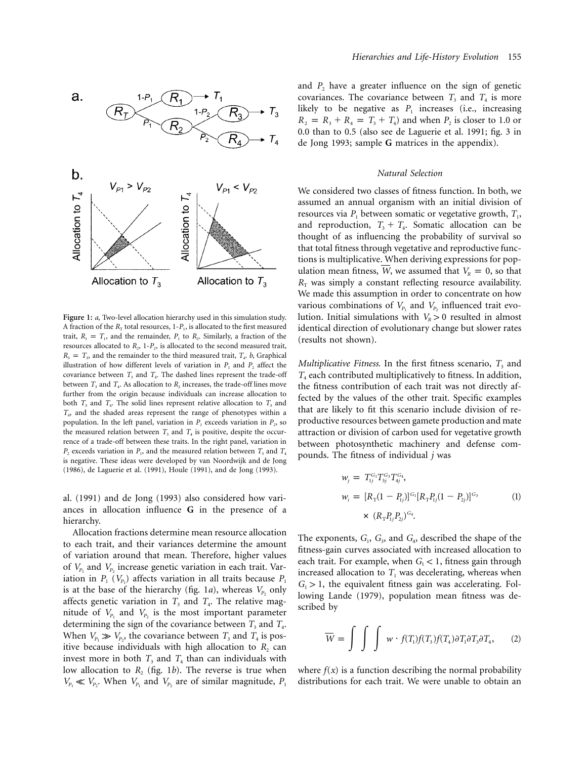**Figure 1:** *a*, Two-level allocation hierarchy used in this simulation study. A fraction of the $R_T$ total resources, 1-$P_1$, is allocated to the first measured trait, $R_1 = T_1$, and the remainder, $P_1$ to $R_2$. Similarly, a fraction of the resources allocated to $R_2$, 1-$P_2$, is allocated to the second measured trait, $R_3 = T_3$, and the remainder to the third measured trait, $T_4$. *b*, Graphical illustration of how different levels of variation in $P_1$ and $P_2$ affect the covariance between $T_3$ and $T_4$. The dashed lines represent the trade-off between $T_3$ and $T_4$. As allocation to $R_2$ increases, the trade-off lines move further from the origin because individuals can increase allocation to both $T_3$ and $T_4$. The solid lines represent relative allocation to $T_3$ and $T_4$, and the shaded areas represent the range of phenotypes within a population. In the left panel, variation in $P_1$ exceeds variation in $P_2$, so the measured relation between $T_3$ and $T_4$ is positive, despite the occurrence of a trade-off between these traits. In the right panel, variation in $P_2$ exceeds variation in $P_1$, and the measured relation between $T_3$ and $T_4$ is negative. These ideas were developed by van Noordwijk and de Jong (1986), de Laguerie et al. (1991), Houle (1991), and de Jong (1993).

al. (1991) and de Jong (1993) also considered how variances in allocation influence **G** in the presence of a hierarchy.

Allocation fractions determine mean resource allocation to each trait, and their variances determine the amount of variation around that mean. Therefore, higher values of $V_{P_1}$ and $V_{P_2}$ increase genetic variation in each trait. Variation in $P_1$ ($V_{P_1}$) affects variation in all traits because $P_1$ is at the base of the hierarchy (fig. 1*a*), whereas $V_{P_2}$ only affects genetic variation in $T_3$ and $T_4$. The relative magnitude of $V_{P_1}$ and $V_{P_2}$ is the most important parameter determining the sign of the covariance between $T_3$ and $T_4$. When $V_{P_1} \gg V_{P_2}$, the covariance between $T_3$ and $T_4$ is positive because individuals with high allocation to $R_2$ can invest more in both $T_3$ and $T_4$ than can individuals with low allocation to $R_2$ (fig. 1*b*). The reverse is true when $V_{P_1} \ll V_{P_2}$. When $V_{P_1}$ and $V_{P_2}$ are of similar magnitude, $P_1$ and $P_2$ have a greater influence on the sign of genetic covariances. The covariance between $T_3$ and $T_4$ is more likely to be negative as $P_1$ increases (i.e., increasing $R_2 = R_3 + R_4 = T_3 + T_4$) and when $P_2$ is closer to 1.0 or 0.0 than to 0.5 (also see de Laguerie et al. 1991; fig. 3 in de Jong 1993; sample **G** matrices in the appendix).

### *Natural Selection*

We considered two classes of fitness function. In both, we assumed an annual organism with an initial division of resources via $P_1$ between somatic or vegetative growth, $T_1$, and reproduction, $T_3 + T_4$. Somatic allocation can be thought of as influencing the probability of survival so that total fitness through vegetative and reproductive functions is multiplicative. When deriving expressions for population mean fitness, $\overline{W}$, we assumed that $V_R = 0$, so that $R_T$ was simply a constant reflecting resource availability. We made this assumption in order to concentrate on how various combinations of $V_{P_1}$ and $V_{P_2}$ influenced trait evolution. Initial simulations with $V_R > 0$ resulted in almost identical direction of evolutionary change but slower rates (results not shown).

*Multiplicative Fitness.* In the first fitness scenario, $T_3$ and $T_4$ each contributed multiplicatively to fitness. In addition, the fitness contribution of each trait was not directly affected by the values of the other trait. Specific examples that are likely to fit this scenario include division of reproductive resources between gamete production and mate attraction or division of carbon used for vegetative growth between photosynthetic machinery and defense compounds. The fitness of individual $j$ was

$$
\begin{aligned}
w_j &= T_{1j}^{G_1} T_{3j}^{G_3} T_{4j}^{G_4}, \\
w_i &= [R_T(1 - P_{1j})]^{G_1} [R_T P_{1j}(1 - P_{2j})]^{G_3} \\
&\quad \times (R_T P_{1j} P_{2j})^{G_4}.
\end{aligned}
\tag{1}
$$

The exponents, $G_1$, $G_3$, and $G_4$, described the shape of the fitness-gain curves associated with increased allocation to each trait. For example, when $G_1 < 1$, fitness gain through increased allocation to $T_1$ was decelerating, whereas when $G_1 > 1$, the equivalent fitness gain was accelerating. Following Lande (1979), population mean fitness was described by

$$
\overline{W} = \int \int \int w \cdot f(T_1) f(T_3) f(T_4) \partial T_1 \partial T_3 \partial T_4, \tag{2}
$$

where $f(x)$ is a function describing the normal probability distributions for each trait. We were unable to obtain an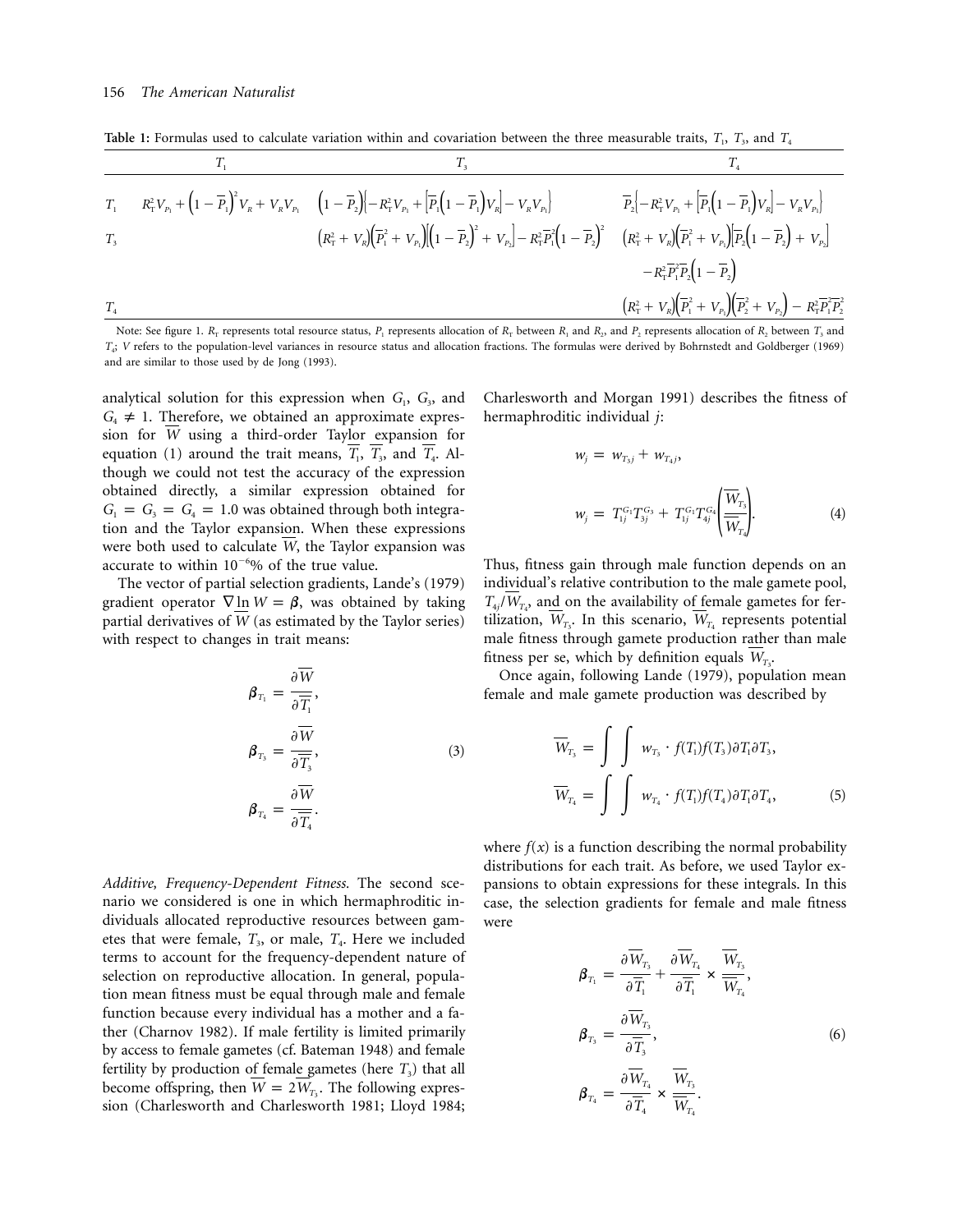**Table 1:** Formulas used to calculate variation within and covariation between the three measurable traits, $T_1$, $T_3$, and $T_4$

| | $T_1$ | $T_3$ | $T_4$ |
|---|---|---|---|
| $T_1$ | $R_T^2 V_{P_1} + \left(1-\overline{P}_1\right)^2 V_R + V_R V_{P_1}$ | $\left(1-\overline{P}_2\right)\left\{-R_T^2 V_{P_1} + \left[\overline{P}_1\left(1-\overline{P}_1\right)V_R\right] - V_R V_{P_1}\right\}$ | $\overline{P}_2\left\{-R_T^2 V_{P_1} + \left[\overline{P}_1\left(1-\overline{P}_1\right)V_R\right] - V_R V_{P_1}\right\}$ |
| $T_3$ | | $\left(R_T^2 + V_R\right)\left(\overline{P}_1^2 + V_{P_1}\right)\left[\left(1-\overline{P}_2\right)^2 + V_{P_2}\right] - R_T^2 \overline{P}_1^2\left(1-\overline{P}_2\right)^2$ | $\left(R_T^2 + V_R\right)\left(\overline{P}_1^2 + V_{P_1}\right)\left[\overline{P}_2\left(1-\overline{P}_2\right) + V_{P_2}\right] - R_T^2 \overline{P}_1^2 \overline{P}_2\left(1-\overline{P}_2\right)$ |
| $T_4$ | | | $\left(R_T^2 + V_R\right)\left(\overline{P}_1^2 + V_{P_1}\right)\left(\overline{P}_2^2 + V_{P_2}\right) - R_T^2 \overline{P}_1^2 \overline{P}_2^2$ |

Note: See figure 1. $R_T$ represents total resource status, $P_1$ represents allocation of $R_T$ between $R_1$ and $R_2$, and $P_2$ represents allocation of $R_2$ between $T_3$ and $T_4$; $V$ refers to the population-level variances in resource status and allocation fractions. The formulas were derived by Bohrnstedt and Goldberger (1969) and are similar to those used by de Jong (1993).

analytical solution for this expression when $G_1$, $G_3$, and $G_4 \neq 1$. Therefore, we obtained an approximate expression for $\overline{W}$ using a third-order Taylor expansion for equation (1) around the trait means, $\overline{T}_1$, $\overline{T}_3$, and $\overline{T}_4$. Although we could not test the accuracy of the expression obtained directly, a similar expression obtained for $G_1 = G_3 = G_4 = 1.0$ was obtained through both integration and the Taylor expansion. When these expressions were both used to calculate $\overline{W}$, the Taylor expansion was accurate to within $10^{-6}$% of the true value.

The vector of partial selection gradients, Lande's (1979) gradient operator $\nabla \ln W = \boldsymbol{\beta}$, was obtained by taking partial derivatives of $\overline{W}$ (as estimated by the Taylor series) with respect to changes in trait means:

$$\boldsymbol{\beta}_{T_1} = \frac{\partial \overline{W}}{\partial \overline{T}_1},$$
$$\boldsymbol{\beta}_{T_3} = \frac{\partial \overline{W}}{\partial \overline{T}_3}, \tag{3}$$
$$\boldsymbol{\beta}_{T_4} = \frac{\partial \overline{W}}{\partial \overline{T}_4}.$$

*Additive, Frequency-Dependent Fitness.* The second scenario we considered is one in which hermaphroditic individuals allocated reproductive resources between gametes that were female, $T_3$, or male, $T_4$. Here we included terms to account for the frequency-dependent nature of selection on reproductive allocation. In general, population mean fitness must be equal through male and female function because every individual has a mother and a father (Charnov 1982). If male fertility is limited primarily by access to female gametes (cf. Bateman 1948) and female fertility by production of female gametes (here $T_3$) that all become offspring, then $\overline{W} = 2\overline{W}_{T_3}$. The following expression (Charlesworth and Charlesworth 1981; Lloyd 1984; Charlesworth and Morgan 1991) describes the fitness of hermaphroditic individual $j$:

$$w_j = w_{T_3 j} + w_{T_4 j},$$
$$w_j = T_{1j}^{G_1} T_{3j}^{G_3} + T_{1j}^{G_1} T_{4j}^{G_4}\left(\frac{\overline{W}_{T_3}}{\overline{W}_{T_4}}\right). \tag{4}$$

Thus, fitness gain through male function depends on an individual's relative contribution to the male gamete pool, $T_{4j}/\overline{W}_{T_4}$, and on the availability of female gametes for fertilization, $\overline{W}_{T_3}$. In this scenario, $\overline{W}_{T_4}$ represents potential male fitness through gamete production rather than male fitness per se, which by definition equals $\overline{W}_{T_3}$.

Once again, following Lande (1979), population mean female and male gamete production was described by

$$\overline{W}_{T_3} = \int\int w_{T_3} \cdot f(T_1) f(T_3) \partial T_1 \partial T_3,$$
$$\overline{W}_{T_4} = \int\int w_{T_4} \cdot f(T_1) f(T_4) \partial T_1 \partial T_4, \tag{5}$$

where $f(x)$ is a function describing the normal probability distributions for each trait. As before, we used Taylor expansions to obtain expressions for these integrals. In this case, the selection gradients for female and male fitness were

$$\boldsymbol{\beta}_{T_1} = \frac{\partial \overline{W}_{T_3}}{\partial \overline{T}_1} + \frac{\partial \overline{W}_{T_4}}{\partial \overline{T}_1} \times \frac{\overline{W}_{T_3}}{\overline{W}_{T_4}},$$
$$\boldsymbol{\beta}_{T_3} = \frac{\partial \overline{W}_{T_3}}{\partial \overline{T}_3}, \tag{6}$$
$$\boldsymbol{\beta}_{T_4} = \frac{\partial \overline{W}_{T_4}}{\partial \overline{T}_4} \times \frac{\overline{W}_{T_3}}{\overline{W}_{T_4}}.$$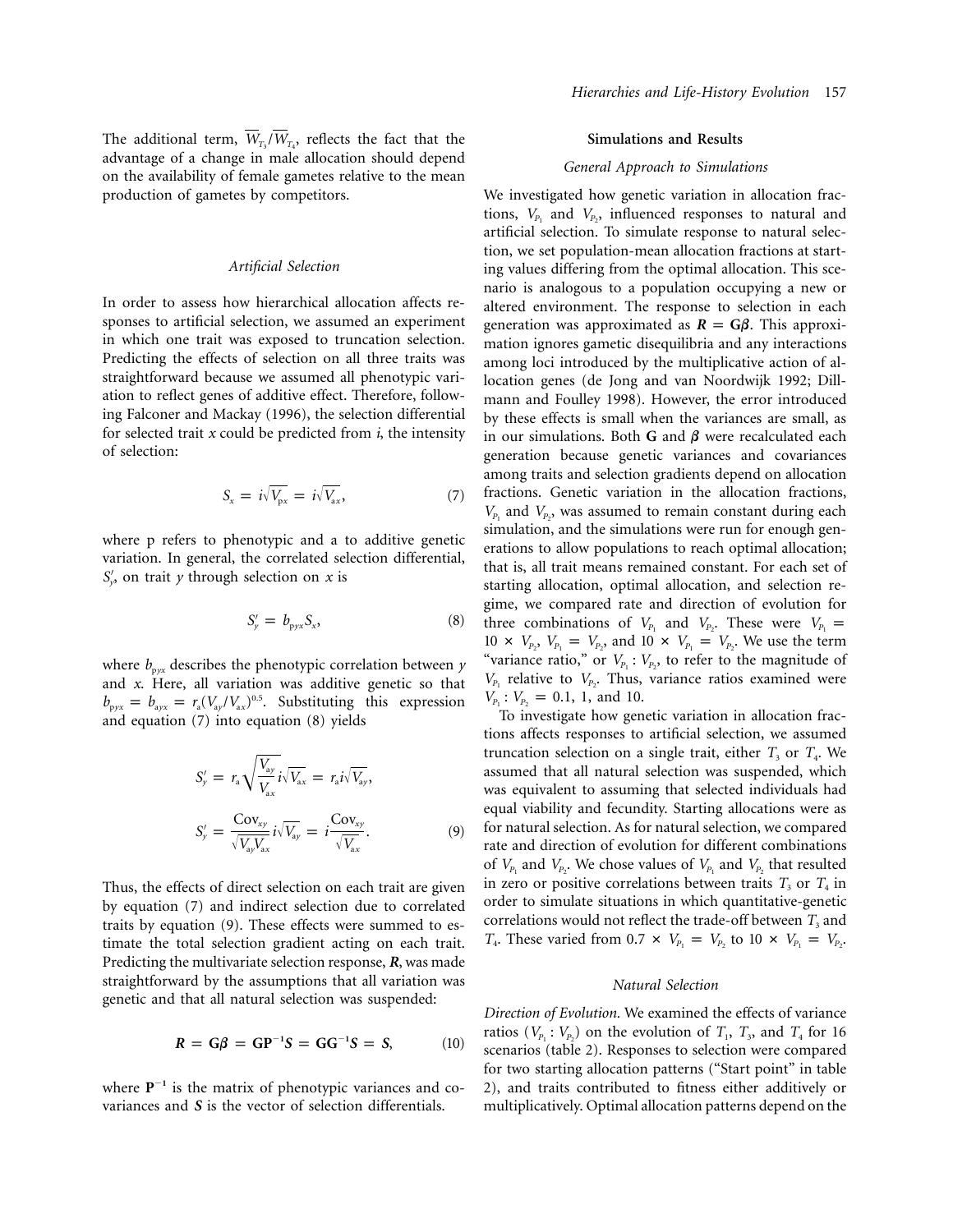The additional term, $\overline{W}_{T_3}/\overline{W}_{T_4}$, reflects the fact that the advantage of a change in male allocation should depend on the availability of female gametes relative to the mean production of gametes by competitors.

### *Artificial Selection*

In order to assess how hierarchical allocation affects responses to artificial selection, we assumed an experiment in which one trait was exposed to truncation selection. Predicting the effects of selection on all three traits was straightforward because we assumed all phenotypic variation to reflect genes of additive effect. Therefore, following Falconer and Mackay (1996), the selection differential for selected trait $x$ could be predicted from $i$, the intensity of selection:

$$S_x = i\sqrt{V_{px}} = i\sqrt{V_{ax}}, \tag{7}$$

where p refers to phenotypic and a to additive genetic variation. In general, the correlated selection differential, $S'_y$, on trait $y$ through selection on $x$ is

$$S'_y = b_{pyx}S_x, \tag{8}$$

where $b_{pyx}$ describes the phenotypic correlation between $y$ and $x$. Here, all variation was additive genetic so that $b_{pyx} = b_{ayx} = r_a(V_{ay}/V_{ax})^{0.5}$. Substituting this expression and equation (7) into equation (8) yields

$$S'_y = r_a\sqrt{\frac{V_{ay}}{V_{ax}}}\,i\sqrt{V_{ax}} = r_a i\sqrt{V_{ay}},$$

$$S'_y = \frac{\mathrm{Cov}_{xy}}{\sqrt{V_{ay}V_{ax}}}\,i\sqrt{V_{ay}} = i\frac{\mathrm{Cov}_{xy}}{\sqrt{V_{ax}}}. \tag{9}$$

Thus, the effects of direct selection on each trait are given by equation (7) and indirect selection due to correlated traits by equation (9). These effects were summed to estimate the total selection gradient acting on each trait. Predicting the multivariate selection response, $\boldsymbol{R}$, was made straightforward by the assumptions that all variation was genetic and that all natural selection was suspended:

$$\boldsymbol{R} = \mathbf{G}\boldsymbol{\beta} = \mathbf{G}\mathbf{P}^{-1}\boldsymbol{S} = \mathbf{G}\mathbf{G}^{-1}\boldsymbol{S} = \boldsymbol{S}, \tag{10}$$

where $\mathbf{P}^{-1}$ is the matrix of phenotypic variances and covariances and $\boldsymbol{S}$ is the vector of selection differentials.

## Simulations and Results

### *General Approach to Simulations*

We investigated how genetic variation in allocation fractions, $V_{P_1}$ and $V_{P_2}$, influenced responses to natural and artificial selection. To simulate response to natural selection, we set population-mean allocation fractions at starting values differing from the optimal allocation. This scenario is analogous to a population occupying a new or altered environment. The response to selection in each generation was approximated as $\boldsymbol{R} = \mathbf{G}\boldsymbol{\beta}$. This approximation ignores gametic disequilibria and any interactions among loci introduced by the multiplicative action of allocation genes (de Jong and van Noordwijk 1992; Dillmann and Foulley 1998). However, the error introduced by these effects is small when the variances are small, as in our simulations. Both $\mathbf{G}$ and $\boldsymbol{\beta}$ were recalculated each generation because genetic variances and covariances among traits and selection gradients depend on allocation fractions. Genetic variation in the allocation fractions, $V_{P_1}$ and $V_{P_2}$, was assumed to remain constant during each simulation, and the simulations were run for enough generations to allow populations to reach optimal allocation; that is, all trait means remained constant. For each set of starting allocation, optimal allocation, and selection regime, we compared rate and direction of evolution for three combinations of $V_{P_1}$ and $V_{P_2}$. These were $V_{P_1} = 10 \times V_{P_2}$, $V_{P_1} = V_{P_2}$, and $10 \times V_{P_1} = V_{P_2}$. We use the term "variance ratio," or $V_{P_1} : V_{P_2}$, to refer to the magnitude of $V_{P_1}$ relative to $V_{P_2}$. Thus, variance ratios examined were $V_{P_1} : V_{P_2} = 0.1$, 1, and 10.

To investigate how genetic variation in allocation fractions affects responses to artificial selection, we assumed truncation selection on a single trait, either $T_3$ or $T_4$. We assumed that all natural selection was suspended, which was equivalent to assuming that selected individuals had equal viability and fecundity. Starting allocations were as for natural selection. As for natural selection, we compared rate and direction of evolution for different combinations of $V_{P_1}$ and $V_{P_2}$. We chose values of $V_{P_1}$ and $V_{P_2}$ that resulted in zero or positive correlations between traits $T_3$ or $T_4$ in order to simulate situations in which quantitative-genetic correlations would not reflect the trade-off between $T_3$ and $T_4$. These varied from $0.7 \times V_{P_1} = V_{P_2}$ to $10 \times V_{P_1} = V_{P_2}$.

### *Natural Selection*

*Direction of Evolution.* We examined the effects of variance ratios ($V_{P_1} : V_{P_2}$) on the evolution of $T_1$, $T_3$, and $T_4$ for 16 scenarios (table 2). Responses to selection were compared for two starting allocation patterns ("Start point" in table 2), and traits contributed to fitness either additively or multiplicatively. Optimal allocation patterns depend on the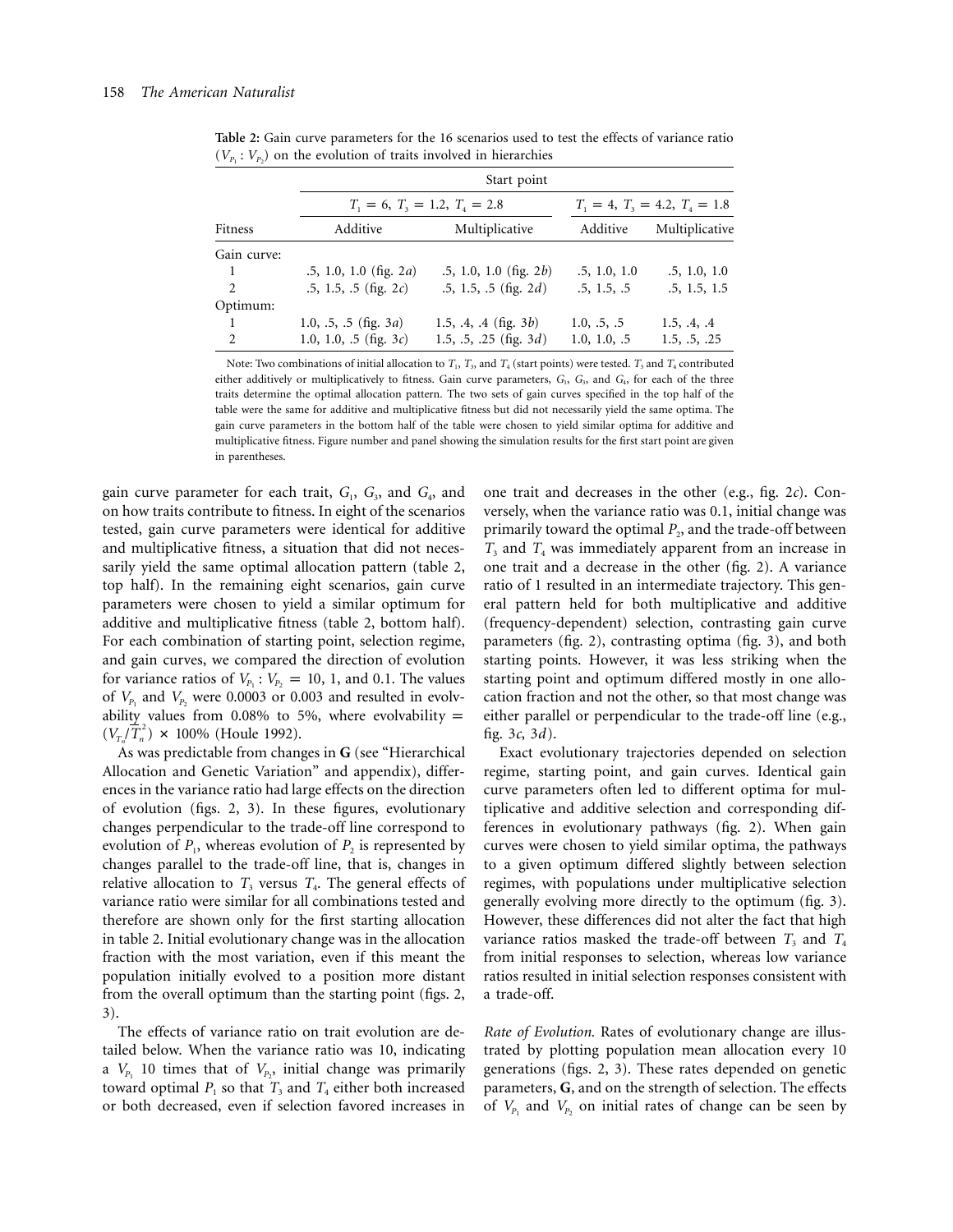**Table 2:** Gain curve parameters for the 16 scenarios used to test the effects of variance ratio ($V_{P_1} : V_{P_2}$) on the evolution of traits involved in hierarchies

| | Start point | | | |
|---|---|---|---|---|
| | $T_1 = 6$, $T_3 = 1.2$, $T_4 = 2.8$ | | $T_1 = 4$, $T_3 = 4.2$, $T_4 = 1.8$ | |
| Fitness | Additive | Multiplicative | Additive | Multiplicative |
| Gain curve: | | | | |
| 1 | .5, 1.0, 1.0 (fig. 2*a*) | .5, 1.0, 1.0 (fig. 2*b*) | .5, 1.0, 1.0 | .5, 1.0, 1.0 |
| 2 | .5, 1.5, .5 (fig. 2*c*) | .5, 1.5, .5 (fig. 2*d*) | .5, 1.5, .5 | .5, 1.5, 1.5 |
| Optimum: | | | | |
| 1 | 1.0, .5, .5 (fig. 3*a*) | 1.5, .4, .4 (fig. 3*b*) | 1.0, .5, .5 | 1.5, .4, .4 |
| 2 | 1.0, 1.0, .5 (fig. 3*c*) | 1.5, .5, .25 (fig. 3*d*) | 1.0, 1.0, .5 | 1.5, .5, .25 |

Note: Two combinations of initial allocation to $T_1$, $T_3$, and $T_4$ (start points) were tested. $T_3$ and $T_4$ contributed either additively or multiplicatively to fitness. Gain curve parameters, $G_1$, $G_3$, and $G_4$, for each of the three traits determine the optimal allocation pattern. The two sets of gain curves specified in the top half of the table were the same for additive and multiplicative fitness but did not necessarily yield the same optima. The gain curve parameters in the bottom half of the table were chosen to yield similar optima for additive and multiplicative fitness. Figure number and panel showing the simulation results for the first start point are given in parentheses.

gain curve parameter for each trait, $G_1$, $G_3$, and $G_4$, and on how traits contribute to fitness. In eight of the scenarios tested, gain curve parameters were identical for additive and multiplicative fitness, a situation that did not necessarily yield the same optimal allocation pattern (table 2, top half). In the remaining eight scenarios, gain curve parameters were chosen to yield a similar optimum for additive and multiplicative fitness (table 2, bottom half). For each combination of starting point, selection regime, and gain curves, we compared the direction of evolution for variance ratios of $V_{P_1} : V_{P_2} = 10$, 1, and 0.1. The values of $V_{P_1}$ and $V_{P_2}$ were 0.0003 or 0.003 and resulted in evolvability values from 0.08% to 5%, where evolvability = $(V_{T_n}/\bar{T}_n^2) \times 100\%$ (Houle 1992).

As was predictable from changes in **G** (see "Hierarchical Allocation and Genetic Variation" and appendix), differences in the variance ratio had large effects on the direction of evolution (figs. 2, 3). In these figures, evolutionary changes perpendicular to the trade-off line correspond to evolution of $P_1$, whereas evolution of $P_2$ is represented by changes parallel to the trade-off line, that is, changes in relative allocation to $T_3$ versus $T_4$. The general effects of variance ratio were similar for all combinations tested and therefore are shown only for the first starting allocation in table 2. Initial evolutionary change was in the allocation fraction with the most variation, even if this meant the population initially evolved to a position more distant from the overall optimum than the starting point (figs. 2, 3).

The effects of variance ratio on trait evolution are detailed below. When the variance ratio was 10, indicating a $V_{P_1}$ 10 times that of $V_{P_2}$, initial change was primarily toward optimal $P_1$ so that $T_3$ and $T_4$ either both increased or both decreased, even if selection favored increases in one trait and decreases in the other (e.g., fig. 2*c*). Conversely, when the variance ratio was 0.1, initial change was primarily toward the optimal $P_2$, and the trade-off between $T_3$ and $T_4$ was immediately apparent from an increase in one trait and a decrease in the other (fig. 2). A variance ratio of 1 resulted in an intermediate trajectory. This general pattern held for both multiplicative and additive (frequency-dependent) selection, contrasting gain curve parameters (fig. 2), contrasting optima (fig. 3), and both starting points. However, it was less striking when the starting point and optimum differed mostly in one allocation fraction and not the other, so that most change was either parallel or perpendicular to the trade-off line (e.g., fig. 3*c*, 3*d*).

Exact evolutionary trajectories depended on selection regime, starting point, and gain curves. Identical gain curve parameters often led to different optima for multiplicative and additive selection and corresponding differences in evolutionary pathways (fig. 2). When gain curves were chosen to yield similar optima, the pathways to a given optimum differed slightly between selection regimes, with populations under multiplicative selection generally evolving more directly to the optimum (fig. 3). However, these differences did not alter the fact that high variance ratios masked the trade-off between $T_3$ and $T_4$ from initial responses to selection, whereas low variance ratios resulted in initial selection responses consistent with a trade-off.

*Rate of Evolution.* Rates of evolutionary change are illustrated by plotting population mean allocation every 10 generations (figs. 2, 3). These rates depended on genetic parameters, **G**, and on the strength of selection. The effects of $V_{P_1}$ and $V_{P_2}$ on initial rates of change can be seen by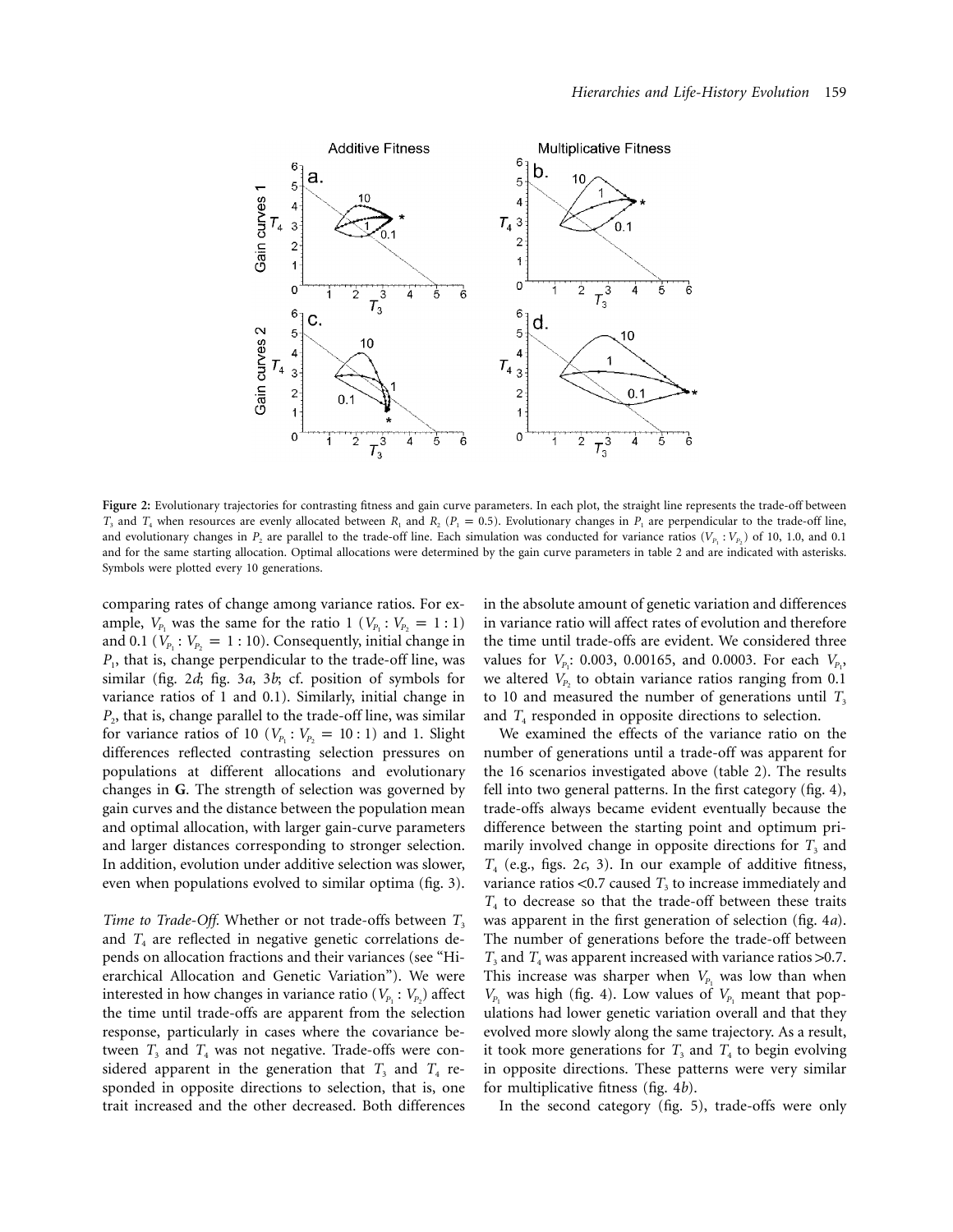**Figure 2:** Evolutionary trajectories for contrasting fitness and gain curve parameters. In each plot, the straight line represents the trade-off between $T_3$ and $T_4$ when resources are evenly allocated between $R_1$ and $R_2$ ($P_1 = 0.5$). Evolutionary changes in $P_1$ are perpendicular to the trade-off line, and evolutionary changes in $P_2$ are parallel to the trade-off line. Each simulation was conducted for variance ratios ($V_{P_1} : V_{P_2}$) of 10, 1.0, and 0.1 and for the same starting allocation. Optimal allocations were determined by the gain curve parameters in table 2 and are indicated with asterisks. Symbols were plotted every 10 generations.

comparing rates of change among variance ratios. For example, $V_{P_1}$ was the same for the ratio 1 ($V_{P_1} : V_{P_2} = 1 : 1$) and 0.1 ($V_{P_1} : V_{P_2} = 1 : 10$). Consequently, initial change in $P_1$, that is, change perpendicular to the trade-off line, was similar (fig. 2*d*; fig. 3*a*, 3*b*; cf. position of symbols for variance ratios of 1 and 0.1). Similarly, initial change in $P_2$, that is, change parallel to the trade-off line, was similar for variance ratios of 10 ($V_{P_1} : V_{P_2} = 10 : 1$) and 1. Slight differences reflected contrasting selection pressures on populations at different allocations and evolutionary changes in **G**. The strength of selection was governed by gain curves and the distance between the population mean and optimal allocation, with larger gain-curve parameters and larger distances corresponding to stronger selection. In addition, evolution under additive selection was slower, even when populations evolved to similar optima (fig. 3).

*Time to Trade-Off.* Whether or not trade-offs between $T_3$ and $T_4$ are reflected in negative genetic correlations depends on allocation fractions and their variances (see "Hierarchical Allocation and Genetic Variation"). We were interested in how changes in variance ratio ($V_{P_1} : V_{P_2}$) affect the time until trade-offs are apparent from the selection response, particularly in cases where the covariance between $T_3$ and $T_4$ was not negative. Trade-offs were considered apparent in the generation that $T_3$ and $T_4$ responded in opposite directions to selection, that is, one trait increased and the other decreased. Both differences in the absolute amount of genetic variation and differences in variance ratio will affect rates of evolution and therefore the time until trade-offs are evident. We considered three values for $V_{P_1}$: 0.003, 0.00165, and 0.0003. For each $V_{P_1}$, we altered $V_{P_2}$ to obtain variance ratios ranging from 0.1 to 10 and measured the number of generations until $T_3$ and $T_4$ responded in opposite directions to selection.

We examined the effects of the variance ratio on the number of generations until a trade-off was apparent for the 16 scenarios investigated above (table 2). The results fell into two general patterns. In the first category (fig. 4), trade-offs always became evident eventually because the difference between the starting point and optimum primarily involved change in opposite directions for $T_3$ and $T_4$ (e.g., figs. 2*c*, 3). In our example of additive fitness, variance ratios <0.7 caused $T_3$ to increase immediately and $T_4$ to decrease so that the trade-off between these traits was apparent in the first generation of selection (fig. 4*a*). The number of generations before the trade-off between $T_3$ and $T_4$ was apparent increased with variance ratios >0.7. This increase was sharper when $V_{P_1}$ was low than when $V_{P_1}$ was high (fig. 4). Low values of $V_{P_1}$ meant that populations had lower genetic variation overall and that they evolved more slowly along the same trajectory. As a result, it took more generations for $T_3$ and $T_4$ to begin evolving in opposite directions. These patterns were very similar for multiplicative fitness (fig. 4*b*).

In the second category (fig. 5), trade-offs were only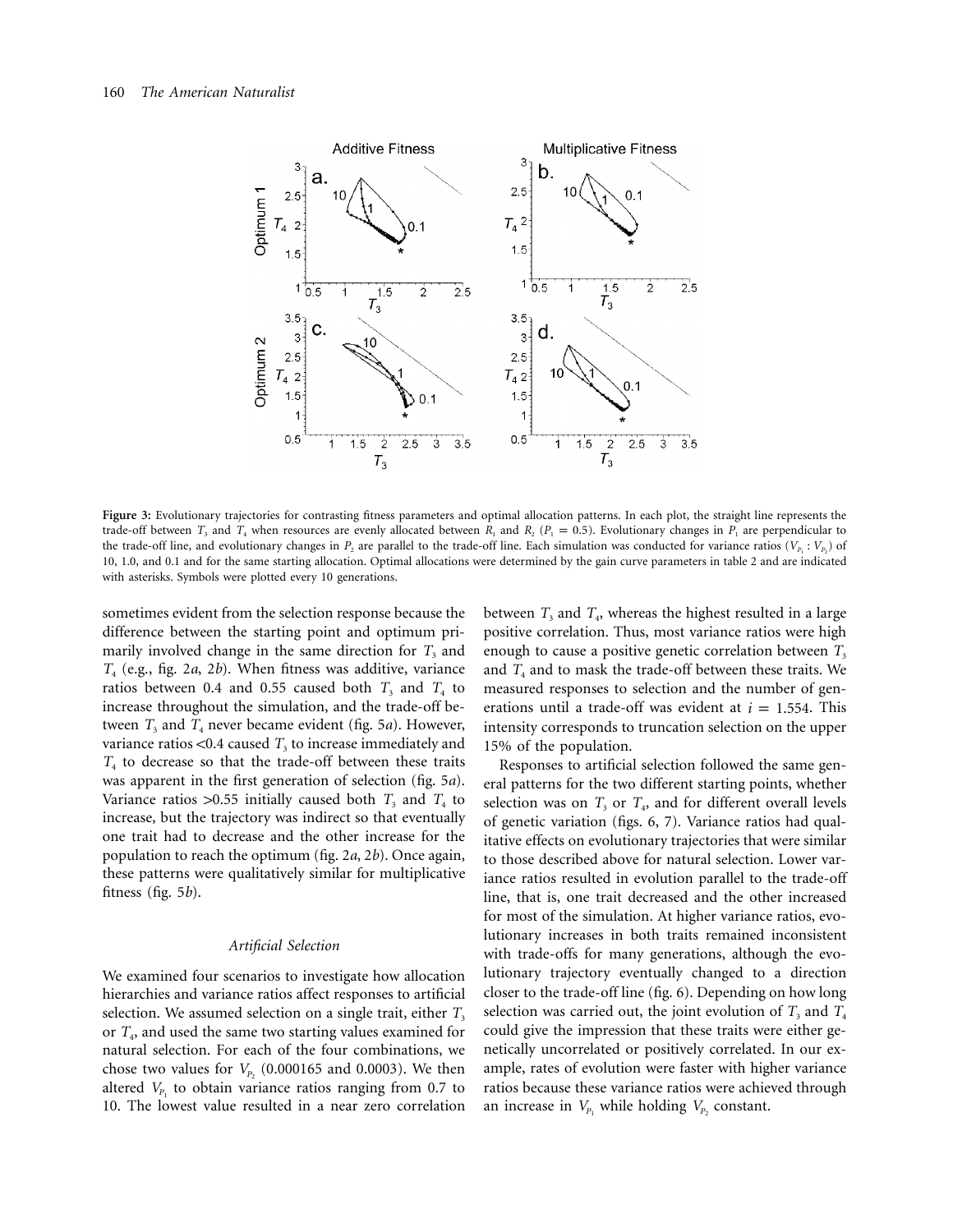Figure 3: Evolutionary trajectories for contrasting fitness parameters and optimal allocation patterns. In each plot, the straight line represents the trade-off between $T_3$ and $T_4$ when resources are evenly allocated between $R_1$ and $R_2$ ($P_1 = 0.5$). Evolutionary changes in $P_1$ are perpendicular to the trade-off line, and evolutionary changes in $P_2$ are parallel to the trade-off line. Each simulation was conducted for variance ratios ($V_{P_1} : V_{P_2}$) of 10, 1.0, and 0.1 and for the same starting allocation. Optimal allocations were determined by the gain curve parameters in table 2 and are indicated with asterisks. Symbols were plotted every 10 generations.

sometimes evident from the selection response because the difference between the starting point and optimum primarily involved change in the same direction for $T_3$ and $T_4$ (e.g., fig. 2*a*, 2*b*). When fitness was additive, variance ratios between 0.4 and 0.55 caused both $T_3$ and $T_4$ to increase throughout the simulation, and the trade-off between $T_3$ and $T_4$ never became evident (fig. 5*a*). However, variance ratios <0.4 caused $T_3$ to increase immediately and $T_4$ to decrease so that the trade-off between these traits was apparent in the first generation of selection (fig. 5*a*). Variance ratios >0.55 initially caused both $T_3$ and $T_4$ to increase, but the trajectory was indirect so that eventually one trait had to decrease and the other increase for the population to reach the optimum (fig. 2*a*, 2*b*). Once again, these patterns were qualitatively similar for multiplicative fitness (fig. 5*b*).

### *Artificial Selection*

We examined four scenarios to investigate how allocation hierarchies and variance ratios affect responses to artificial selection. We assumed selection on a single trait, either $T_3$ or $T_4$, and used the same two starting values examined for natural selection. For each of the four combinations, we chose two values for $V_{P_2}$ (0.000165 and 0.0003). We then altered $V_{P_1}$ to obtain variance ratios ranging from 0.7 to 10. The lowest value resulted in a near zero correlation between $T_3$ and $T_4$, whereas the highest resulted in a large positive correlation. Thus, most variance ratios were high enough to cause a positive genetic correlation between $T_3$ and $T_4$ and to mask the trade-off between these traits. We measured responses to selection and the number of generations until a trade-off was evident at $i = 1.554$. This intensity corresponds to truncation selection on the upper 15% of the population.

Responses to artificial selection followed the same general patterns for the two different starting points, whether selection was on $T_3$ or $T_4$, and for different overall levels of genetic variation (figs. 6, 7). Variance ratios had qualitative effects on evolutionary trajectories that were similar to those described above for natural selection. Lower variance ratios resulted in evolution parallel to the trade-off line, that is, one trait decreased and the other increased for most of the simulation. At higher variance ratios, evolutionary increases in both traits remained inconsistent with trade-offs for many generations, although the evolutionary trajectory eventually changed to a direction closer to the trade-off line (fig. 6). Depending on how long selection was carried out, the joint evolution of $T_3$ and $T_4$ could give the impression that these traits were either genetically uncorrelated or positively correlated. In our example, rates of evolution were faster with higher variance ratios because these variance ratios were achieved through an increase in $V_{P_1}$ while holding $V_{P_2}$ constant.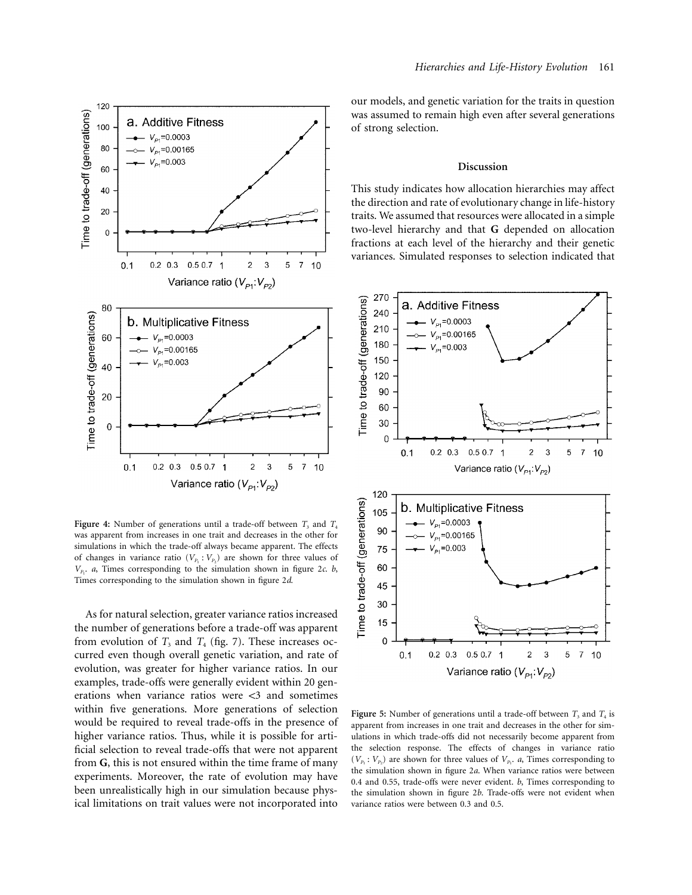our models, and genetic variation for the traits in question was assumed to remain high even after several generations of strong selection.

## Discussion

This study indicates how allocation hierarchies may affect the direction and rate of evolutionary change in life-history traits. We assumed that resources were allocated in a simple two-level hierarchy and that **G** depended on allocation fractions at each level of the hierarchy and their genetic variances. Simulated responses to selection indicated that

**Figure 4:** Number of generations until a trade-off between $T_3$ and $T_4$ was apparent from increases in one trait and decreases in the other for simulations in which the trade-off always became apparent. The effects of changes in variance ratio ($V_{P_1} : V_{P_2}$) are shown for three values of $V_{P_1}$. *a*, Times corresponding to the simulation shown in figure 2*c*. *b*, Times corresponding to the simulation shown in figure 2*d*.

As for natural selection, greater variance ratios increased the number of generations before a trade-off was apparent from evolution of $T_3$ and $T_4$ (fig. 7). These increases occurred even though overall genetic variation, and rate of evolution, was greater for higher variance ratios. In our examples, trade-offs were generally evident within 20 generations when variance ratios were <3 and sometimes within five generations. More generations of selection would be required to reveal trade-offs in the presence of higher variance ratios. Thus, while it is possible for artificial selection to reveal trade-offs that were not apparent from **G**, this is not ensured within the time frame of many experiments. Moreover, the rate of evolution may have been unrealistically high in our simulation because physical limitations on trait values were not incorporated into

**Figure 5:** Number of generations until a trade-off between $T_3$ and $T_4$ is apparent from increases in one trait and decreases in the other for simulations in which trade-offs did not necessarily become apparent from the selection response. The effects of changes in variance ratio ($V_{P_1} : V_{P_2}$) are shown for three values of $V_{P_1}$. *a*, Times corresponding to the simulation shown in figure 2*a*. When variance ratios were between 0.4 and 0.55, trade-offs were never evident. *b*, Times corresponding to the simulation shown in figure 2*b*. Trade-offs were not evident when variance ratios were between 0.3 and 0.5.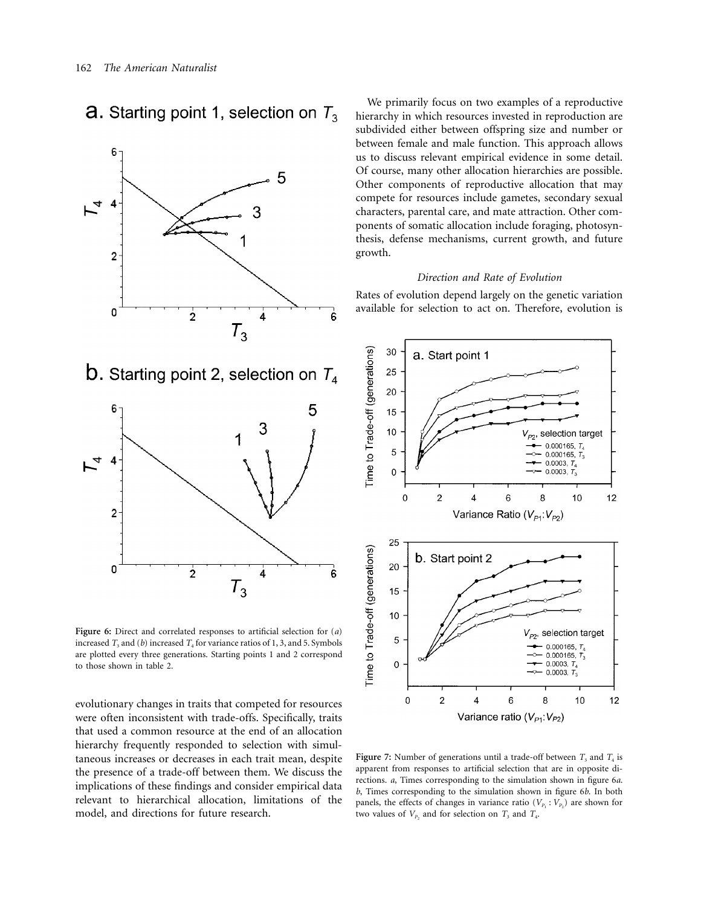We primarily focus on two examples of a reproductive hierarchy in which resources invested in reproduction are subdivided either between offspring size and number or between female and male function. This approach allows us to discuss relevant empirical evidence in some detail. Of course, many other allocation hierarchies are possible. Other components of reproductive allocation that may compete for resources include gametes, secondary sexual characters, parental care, and mate attraction. Other components of somatic allocation include foraging, photosynthesis, defense mechanisms, current growth, and future growth.

### *Direction and Rate of Evolution*

Rates of evolution depend largely on the genetic variation available for selection to act on. Therefore, evolution is evolutionary changes in traits that competed for resources were often inconsistent with trade-offs. Specifically, traits that used a common resource at the end of an allocation hierarchy frequently responded to selection with simultaneous increases or decreases in each trait mean, despite the presence of a trade-off between them. We discuss the implications of these findings and consider empirical data relevant to hierarchical allocation, limitations of the model, and directions for future research.

**Figure 6:** Direct and correlated responses to artificial selection for (*a*) increased $T_3$ and (*b*) increased $T_4$ for variance ratios of 1, 3, and 5. Symbols are plotted every three generations. Starting points 1 and 2 correspond to those shown in table 2.

**Figure 7:** Number of generations until a trade-off between $T_3$ and $T_4$ is apparent from responses to artificial selection that are in opposite directions. *a*, Times corresponding to the simulation shown in figure 6*a*. *b*, Times corresponding to the simulation shown in figure 6*b*. In both panels, the effects of changes in variance ratio ($V_{P_1}:V_{P_2}$) are shown for two values of $V_{P_2}$ and for selection on $T_3$ and $T_4$.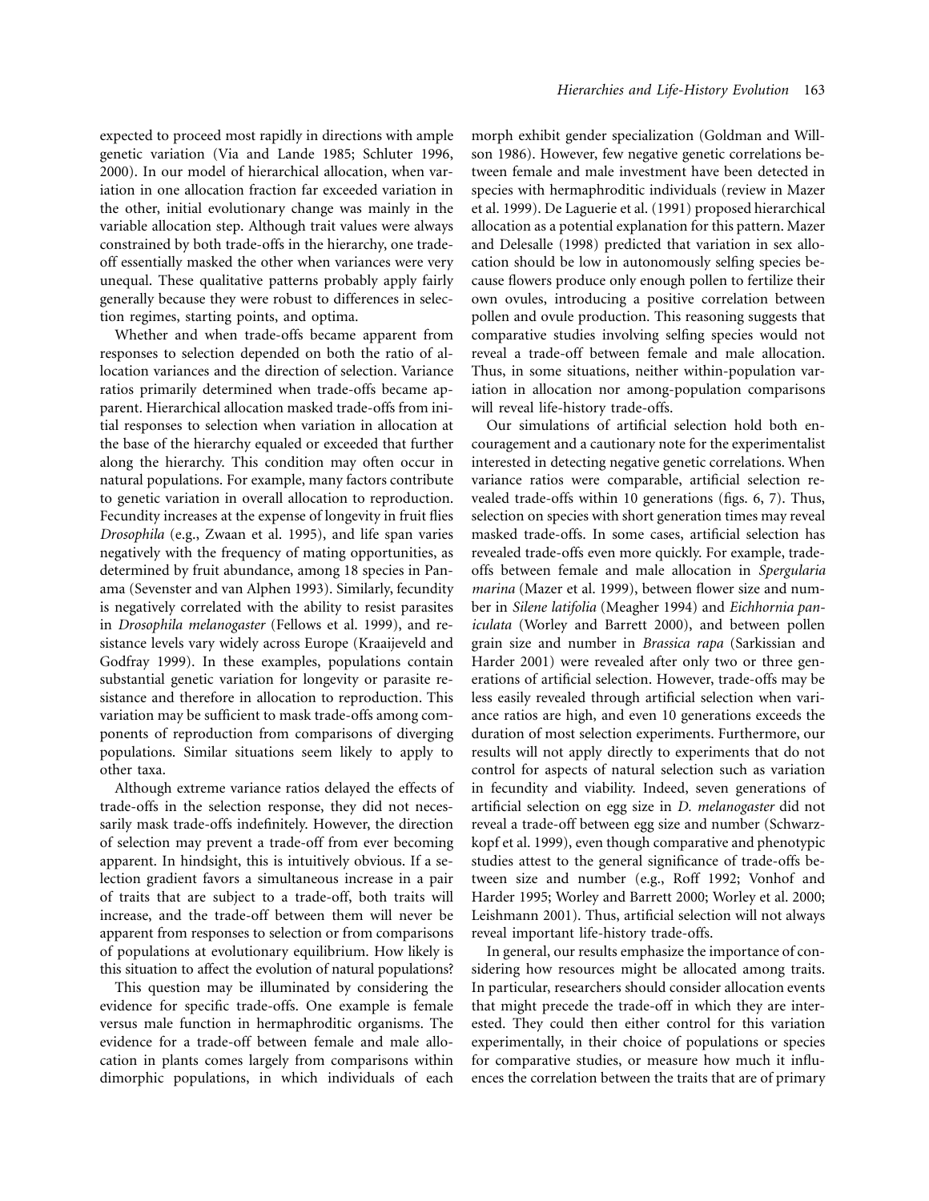expected to proceed most rapidly in directions with ample genetic variation (Via and Lande 1985; Schluter 1996, 2000). In our model of hierarchical allocation, when variation in one allocation fraction far exceeded variation in the other, initial evolutionary change was mainly in the variable allocation step. Although trait values were always constrained by both trade-offs in the hierarchy, one trade-off essentially masked the other when variances were very unequal. These qualitative patterns probably apply fairly generally because they were robust to differences in selection regimes, starting points, and optima.

Whether and when trade-offs became apparent from responses to selection depended on both the ratio of allocation variances and the direction of selection. Variance ratios primarily determined when trade-offs became apparent. Hierarchical allocation masked trade-offs from initial responses to selection when variation in allocation at the base of the hierarchy equaled or exceeded that further along the hierarchy. This condition may often occur in natural populations. For example, many factors contribute to genetic variation in overall allocation to reproduction. Fecundity increases at the expense of longevity in fruit flies *Drosophila* (e.g., Zwaan et al. 1995), and life span varies negatively with the frequency of mating opportunities, as determined by fruit abundance, among 18 species in Panama (Sevenster and van Alphen 1993). Similarly, fecundity is negatively correlated with the ability to resist parasites in *Drosophila melanogaster* (Fellows et al. 1999), and resistance levels vary widely across Europe (Kraaijeveld and Godfray 1999). In these examples, populations contain substantial genetic variation for longevity or parasite resistance and therefore in allocation to reproduction. This variation may be sufficient to mask trade-offs among components of reproduction from comparisons of diverging populations. Similar situations seem likely to apply to other taxa.

Although extreme variance ratios delayed the effects of trade-offs in the selection response, they did not necessarily mask trade-offs indefinitely. However, the direction of selection may prevent a trade-off from ever becoming apparent. In hindsight, this is intuitively obvious. If a selection gradient favors a simultaneous increase in a pair of traits that are subject to a trade-off, both traits will increase, and the trade-off between them will never be apparent from responses to selection or from comparisons of populations at evolutionary equilibrium. How likely is this situation to affect the evolution of natural populations?

This question may be illuminated by considering the evidence for specific trade-offs. One example is female versus male function in hermaphroditic organisms. The evidence for a trade-off between female and male allocation in plants comes largely from comparisons within dimorphic populations, in which individuals of each morph exhibit gender specialization (Goldman and Willson 1986). However, few negative genetic correlations between female and male investment have been detected in species with hermaphroditic individuals (review in Mazer et al. 1999). De Laguerie et al. (1991) proposed hierarchical allocation as a potential explanation for this pattern. Mazer and Delesalle (1998) predicted that variation in sex allocation should be low in autonomously selfing species because flowers produce only enough pollen to fertilize their own ovules, introducing a positive correlation between pollen and ovule production. This reasoning suggests that comparative studies involving selfing species would not reveal a trade-off between female and male allocation. Thus, in some situations, neither within-population variation in allocation nor among-population comparisons will reveal life-history trade-offs.

Our simulations of artificial selection hold both encouragement and a cautionary note for the experimentalist interested in detecting negative genetic correlations. When variance ratios were comparable, artificial selection revealed trade-offs within 10 generations (figs. 6, 7). Thus, selection on species with short generation times may reveal masked trade-offs. In some cases, artificial selection has revealed trade-offs even more quickly. For example, trade-offs between female and male allocation in *Spergularia marina* (Mazer et al. 1999), between flower size and number in *Silene latifolia* (Meagher 1994) and *Eichhornia paniculata* (Worley and Barrett 2000), and between pollen grain size and number in *Brassica rapa* (Sarkissian and Harder 2001) were revealed after only two or three generations of artificial selection. However, trade-offs may be less easily revealed through artificial selection when variance ratios are high, and even 10 generations exceeds the duration of most selection experiments. Furthermore, our results will not apply directly to experiments that do not control for aspects of natural selection such as variation in fecundity and viability. Indeed, seven generations of artificial selection on egg size in *D. melanogaster* did not reveal a trade-off between egg size and number (Schwarzkopf et al. 1999), even though comparative and phenotypic studies attest to the general significance of trade-offs between size and number (e.g., Roff 1992; Vonhof and Harder 1995; Worley and Barrett 2000; Worley et al. 2000; Leishmann 2001). Thus, artificial selection will not always reveal important life-history trade-offs.

In general, our results emphasize the importance of considering how resources might be allocated among traits. In particular, researchers should consider allocation events that might precede the trade-off in which they are interested. They could then either control for this variation experimentally, in their choice of populations or species for comparative studies, or measure how much it influences the correlation between the traits that are of primary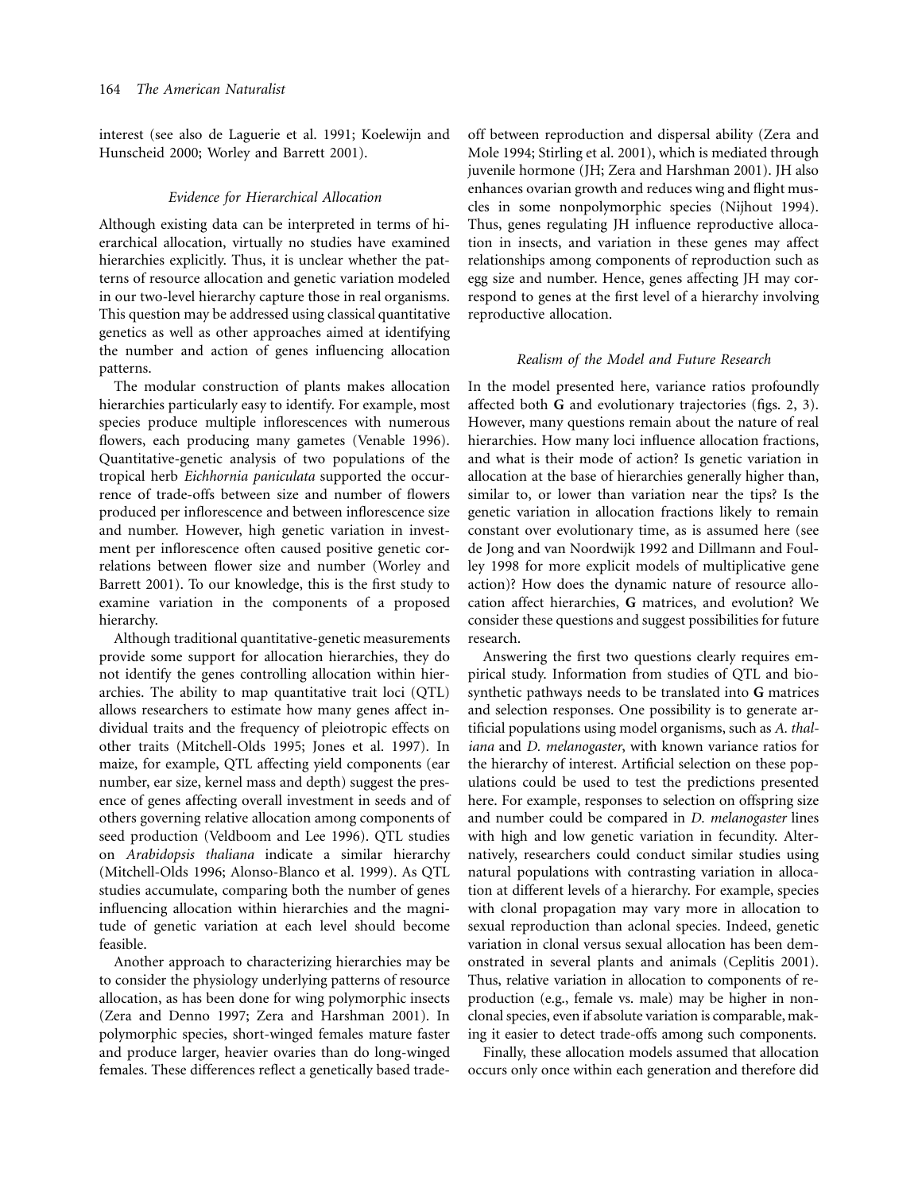interest (see also de Laguerie et al. 1991; Koelewijn and Hunscheid 2000; Worley and Barrett 2001).

### *Evidence for Hierarchical Allocation*

Although existing data can be interpreted in terms of hierarchical allocation, virtually no studies have examined hierarchies explicitly. Thus, it is unclear whether the patterns of resource allocation and genetic variation modeled in our two-level hierarchy capture those in real organisms. This question may be addressed using classical quantitative genetics as well as other approaches aimed at identifying the number and action of genes influencing allocation patterns.

The modular construction of plants makes allocation hierarchies particularly easy to identify. For example, most species produce multiple inflorescences with numerous flowers, each producing many gametes (Venable 1996). Quantitative-genetic analysis of two populations of the tropical herb *Eichhornia paniculata* supported the occurrence of trade-offs between size and number of flowers produced per inflorescence and between inflorescence size and number. However, high genetic variation in investment per inflorescence often caused positive genetic correlations between flower size and number (Worley and Barrett 2001). To our knowledge, this is the first study to examine variation in the components of a proposed hierarchy.

Although traditional quantitative-genetic measurements provide some support for allocation hierarchies, they do not identify the genes controlling allocation within hierarchies. The ability to map quantitative trait loci (QTL) allows researchers to estimate how many genes affect individual traits and the frequency of pleiotropic effects on other traits (Mitchell-Olds 1995; Jones et al. 1997). In maize, for example, QTL affecting yield components (ear number, ear size, kernel mass and depth) suggest the presence of genes affecting overall investment in seeds and of others governing relative allocation among components of seed production (Veldboom and Lee 1996). QTL studies on *Arabidopsis thaliana* indicate a similar hierarchy (Mitchell-Olds 1996; Alonso-Blanco et al. 1999). As QTL studies accumulate, comparing both the number of genes influencing allocation within hierarchies and the magnitude of genetic variation at each level should become feasible.

Another approach to characterizing hierarchies may be to consider the physiology underlying patterns of resource allocation, as has been done for wing polymorphic insects (Zera and Denno 1997; Zera and Harshman 2001). In polymorphic species, short-winged females mature faster and produce larger, heavier ovaries than do long-winged females. These differences reflect a genetically based trade-off between reproduction and dispersal ability (Zera and Mole 1994; Stirling et al. 2001), which is mediated through juvenile hormone (JH; Zera and Harshman 2001). JH also enhances ovarian growth and reduces wing and flight muscles in some nonpolymorphic species (Nijhout 1994). Thus, genes regulating JH influence reproductive allocation in insects, and variation in these genes may affect relationships among components of reproduction such as egg size and number. Hence, genes affecting JH may correspond to genes at the first level of a hierarchy involving reproductive allocation.

### *Realism of the Model and Future Research*

In the model presented here, variance ratios profoundly affected both **G** and evolutionary trajectories (figs. 2, 3). However, many questions remain about the nature of real hierarchies. How many loci influence allocation fractions, and what is their mode of action? Is genetic variation in allocation at the base of hierarchies generally higher than, similar to, or lower than variation near the tips? Is the genetic variation in allocation fractions likely to remain constant over evolutionary time, as is assumed here (see de Jong and van Noordwijk 1992 and Dillmann and Foulley 1998 for more explicit models of multiplicative gene action)? How does the dynamic nature of resource allocation affect hierarchies, **G** matrices, and evolution? We consider these questions and suggest possibilities for future research.

Answering the first two questions clearly requires empirical study. Information from studies of QTL and biosynthetic pathways needs to be translated into **G** matrices and selection responses. One possibility is to generate artificial populations using model organisms, such as *A. thaliana* and *D. melanogaster*, with known variance ratios for the hierarchy of interest. Artificial selection on these populations could be used to test the predictions presented here. For example, responses to selection on offspring size and number could be compared in *D. melanogaster* lines with high and low genetic variation in fecundity. Alternatively, researchers could conduct similar studies using natural populations with contrasting variation in allocation at different levels of a hierarchy. For example, species with clonal propagation may vary more in allocation to sexual reproduction than aclonal species. Indeed, genetic variation in clonal versus sexual allocation has been demonstrated in several plants and animals (Ceplitis 2001). Thus, relative variation in allocation to components of reproduction (e.g., female vs. male) may be higher in nonclonal species, even if absolute variation is comparable, making it easier to detect trade-offs among such components.

Finally, these allocation models assumed that allocation occurs only once within each generation and therefore did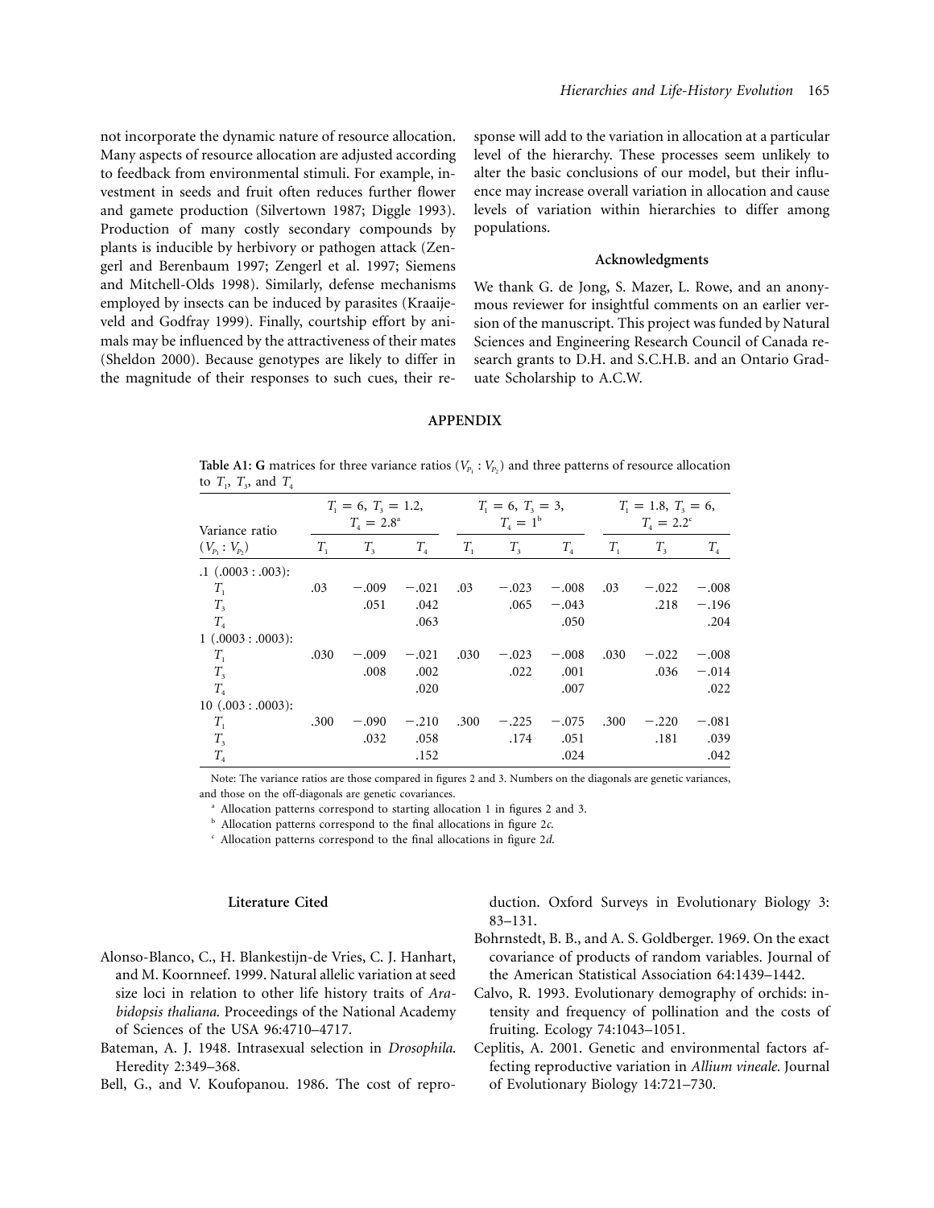not incorporate the dynamic nature of resource allocation. Many aspects of resource allocation are adjusted according to feedback from environmental stimuli. For example, investment in seeds and fruit often reduces further flower and gamete production (Silvertown 1987; Diggle 1993). Production of many costly secondary compounds by plants is inducible by herbivory or pathogen attack (Zengerl and Berenbaum 1997; Zengerl et al. 1997; Siemens and Mitchell-Olds 1998). Similarly, defense mechanisms employed by insects can be induced by parasites (Kraaijeveld and Godfray 1999). Finally, courtship effort by animals may be influenced by the attractiveness of their mates (Sheldon 2000). Because genotypes are likely to differ in the magnitude of their responses to such cues, their response will add to the variation in allocation at a particular level of the hierarchy. These processes seem unlikely to alter the basic conclusions of our model, but their influence may increase overall variation in allocation and cause levels of variation within hierarchies to differ among populations.

### Acknowledgments

We thank G. de Jong, S. Mazer, L. Rowe, and an anonymous reviewer for insightful comments on an earlier version of the manuscript. This project was funded by Natural Sciences and Engineering Research Council of Canada research grants to D.H. and S.C.H.B. and an Ontario Graduate Scholarship to A.C.W.

## APPENDIX

**Table A1: G** matrices for three variance ratios ($V_{P_1} : V_{P_2}$) and three patterns of resource allocation to $T_1$, $T_3$, and $T_4$

| Variance ratio | $T_1 = 6$, $T_3 = 1.2$, $T_4 = 2.8$[a] | | | $T_1 = 6$, $T_3 = 3$, $T_4 = 1$[b] | | | $T_1 = 1.8$, $T_3 = 6$, $T_4 = 2.2$[c] | | |
|---|---|---|---|---|---|---|---|---|---|
| ($V_{P_1} : V_{P_2}$) | $T_1$ | $T_3$ | $T_4$ | $T_1$ | $T_3$ | $T_4$ | $T_1$ | $T_3$ | $T_4$ |
| .1 (.0003 : .003): | | | | | | | | | |
| $T_1$ | .03 | −.009 | −.021 | .03 | −.023 | −.008 | .03 | −.022 | −.008 |
| $T_3$ | | .051 | .042 | | .065 | −.043 | | .218 | −.196 |
| $T_4$ | | | .063 | | | .050 | | | .204 |
| 1 (.0003 : .0003): | | | | | | | | | |
| $T_1$ | .030 | −.009 | −.021 | .030 | −.023 | −.008 | .030 | −.022 | −.008 |
| $T_3$ | | .008 | .002 | | .022 | .001 | | .036 | −.014 |
| $T_4$ | | | .020 | | | .007 | | | .022 |
| 10 (.003 : .0003): | | | | | | | | | |
| $T_1$ | .300 | −.090 | −.210 | .300 | −.225 | −.075 | .300 | −.220 | −.081 |
| $T_3$ | | .032 | .058 | | .174 | .051 | | .181 | .039 |
| $T_4$ | | | .152 | | | .024 | | | .042 |

Note: The variance ratios are those compared in figures 2 and 3. Numbers on the diagonals are genetic variances, and those on the off-diagonals are genetic covariances.

[a] Allocation patterns correspond to starting allocation 1 in figures 2 and 3.

[b] Allocation patterns correspond to the final allocations in figure 2*c*.

[c] Allocation patterns correspond to the final allocations in figure 2*d*.

### Literature Cited

Alonso-Blanco, C., H. Blankestijn-de Vries, C. J. Hanhart, and M. Koornneef. 1999. Natural allelic variation at seed size loci in relation to other life history traits of *Arabidopsis thaliana*. Proceedings of the National Academy of Sciences of the USA 96:4710–4717.

Bateman, A. J. 1948. Intrasexual selection in *Drosophila*. Heredity 2:349–368.

Bell, G., and V. Koufopanou. 1986. The cost of reproduction. Oxford Surveys in Evolutionary Biology 3: 83–131.

Bohrnstedt, B. B., and A. S. Goldberger. 1969. On the exact covariance of products of random variables. Journal of the American Statistical Association 64:1439–1442.

Calvo, R. 1993. Evolutionary demography of orchids: intensity and frequency of pollination and the costs of fruiting. Ecology 74:1043–1051.

Ceplitis, A. 2001. Genetic and environmental factors affecting reproductive variation in *Allium vineale*. Journal of Evolutionary Biology 14:721–730.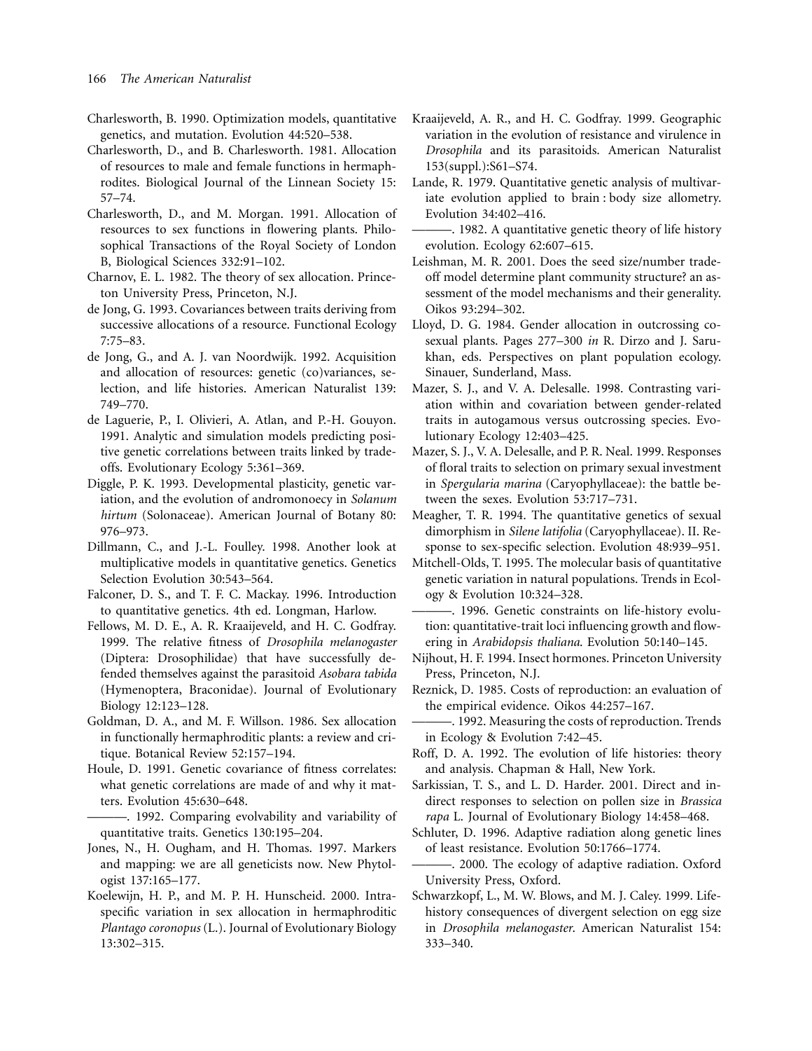Charlesworth, B. 1990. Optimization models, quantitative genetics, and mutation. Evolution 44:520–538.

Charlesworth, D., and B. Charlesworth. 1981. Allocation of resources to male and female functions in hermaphrodites. Biological Journal of the Linnean Society 15: 57–74.

Charlesworth, D., and M. Morgan. 1991. Allocation of resources to sex functions in flowering plants. Philosophical Transactions of the Royal Society of London B, Biological Sciences 332:91–102.

Charnov, E. L. 1982. The theory of sex allocation. Princeton University Press, Princeton, N.J.

de Jong, G. 1993. Covariances between traits deriving from successive allocations of a resource. Functional Ecology 7:75–83.

de Jong, G., and A. J. van Noordwijk. 1992. Acquisition and allocation of resources: genetic (co)variances, selection, and life histories. American Naturalist 139: 749–770.

de Laguerie, P., I. Olivieri, A. Atlan, and P.-H. Gouyon. 1991. Analytic and simulation models predicting positive genetic correlations between traits linked by tradeoffs. Evolutionary Ecology 5:361–369.

Diggle, P. K. 1993. Developmental plasticity, genetic variation, and the evolution of andromonoecy in *Solanum hirtum* (Solonaceae). American Journal of Botany 80: 976–973.

Dillmann, C., and J.-L. Foulley. 1998. Another look at multiplicative models in quantitative genetics. Genetics Selection Evolution 30:543–564.

Falconer, D. S., and T. F. C. Mackay. 1996. Introduction to quantitative genetics. 4th ed. Longman, Harlow.

Fellows, M. D. E., A. R. Kraaijeveld, and H. C. Godfray. 1999. The relative fitness of *Drosophila melanogaster* (Diptera: Drosophilidae) that have successfully defended themselves against the parasitoid *Asobara tabida* (Hymenoptera, Braconidae). Journal of Evolutionary Biology 12:123–128.

Goldman, D. A., and M. F. Willson. 1986. Sex allocation in functionally hermaphroditic plants: a review and critique. Botanical Review 52:157–194.

Houle, D. 1991. Genetic covariance of fitness correlates: what genetic correlations are made of and why it matters. Evolution 45:630–648.

———. 1992. Comparing evolvability and variability of quantitative traits. Genetics 130:195–204.

Jones, N., H. Ougham, and H. Thomas. 1997. Markers and mapping: we are all geneticists now. New Phytologist 137:165–177.

Koelewijn, H. P., and M. P. H. Hunscheid. 2000. Intraspecific variation in sex allocation in hermaphroditic *Plantago coronopus* (L.). Journal of Evolutionary Biology 13:302–315.

Kraaijeveld, A. R., and H. C. Godfray. 1999. Geographic variation in the evolution of resistance and virulence in *Drosophila* and its parasitoids. American Naturalist 153(suppl.):S61–S74.

Lande, R. 1979. Quantitative genetic analysis of multivariate evolution applied to brain : body size allometry. Evolution 34:402–416.

———. 1982. A quantitative genetic theory of life history evolution. Ecology 62:607–615.

Leishman, M. R. 2001. Does the seed size/number tradeoff model determine plant community structure? an assessment of the model mechanisms and their generality. Oikos 93:294–302.

Lloyd, D. G. 1984. Gender allocation in outcrossing cosexual plants. Pages 277–300 *in* R. Dirzo and J. Sarukhan, eds. Perspectives on plant population ecology. Sinauer, Sunderland, Mass.

Mazer, S. J., and V. A. Delesalle. 1998. Contrasting variation within and covariation between gender-related traits in autogamous versus outcrossing species. Evolutionary Ecology 12:403–425.

Mazer, S. J., V. A. Delesalle, and P. R. Neal. 1999. Responses of floral traits to selection on primary sexual investment in *Spergularia marina* (Caryophyllaceae): the battle between the sexes. Evolution 53:717–731.

Meagher, T. R. 1994. The quantitative genetics of sexual dimorphism in *Silene latifolia* (Caryophyllaceae). II. Response to sex-specific selection. Evolution 48:939–951.

Mitchell-Olds, T. 1995. The molecular basis of quantitative genetic variation in natural populations. Trends in Ecology & Evolution 10:324–328.

———. 1996. Genetic constraints on life-history evolution: quantitative-trait loci influencing growth and flowering in *Arabidopsis thaliana*. Evolution 50:140–145.

Nijhout, H. F. 1994. Insect hormones. Princeton University Press, Princeton, N.J.

Reznick, D. 1985. Costs of reproduction: an evaluation of the empirical evidence. Oikos 44:257–167.

———. 1992. Measuring the costs of reproduction. Trends in Ecology & Evolution 7:42–45.

Roff, D. A. 1992. The evolution of life histories: theory and analysis. Chapman & Hall, New York.

Sarkissian, T. S., and L. D. Harder. 2001. Direct and indirect responses to selection on pollen size in *Brassica rapa* L. Journal of Evolutionary Biology 14:458–468.

Schluter, D. 1996. Adaptive radiation along genetic lines of least resistance. Evolution 50:1766–1774.

———. 2000. The ecology of adaptive radiation. Oxford University Press, Oxford.

Schwarzkopf, L., M. W. Blows, and M. J. Caley. 1999. Life-history consequences of divergent selection on egg size in *Drosophila melanogaster*. American Naturalist 154: 333–340.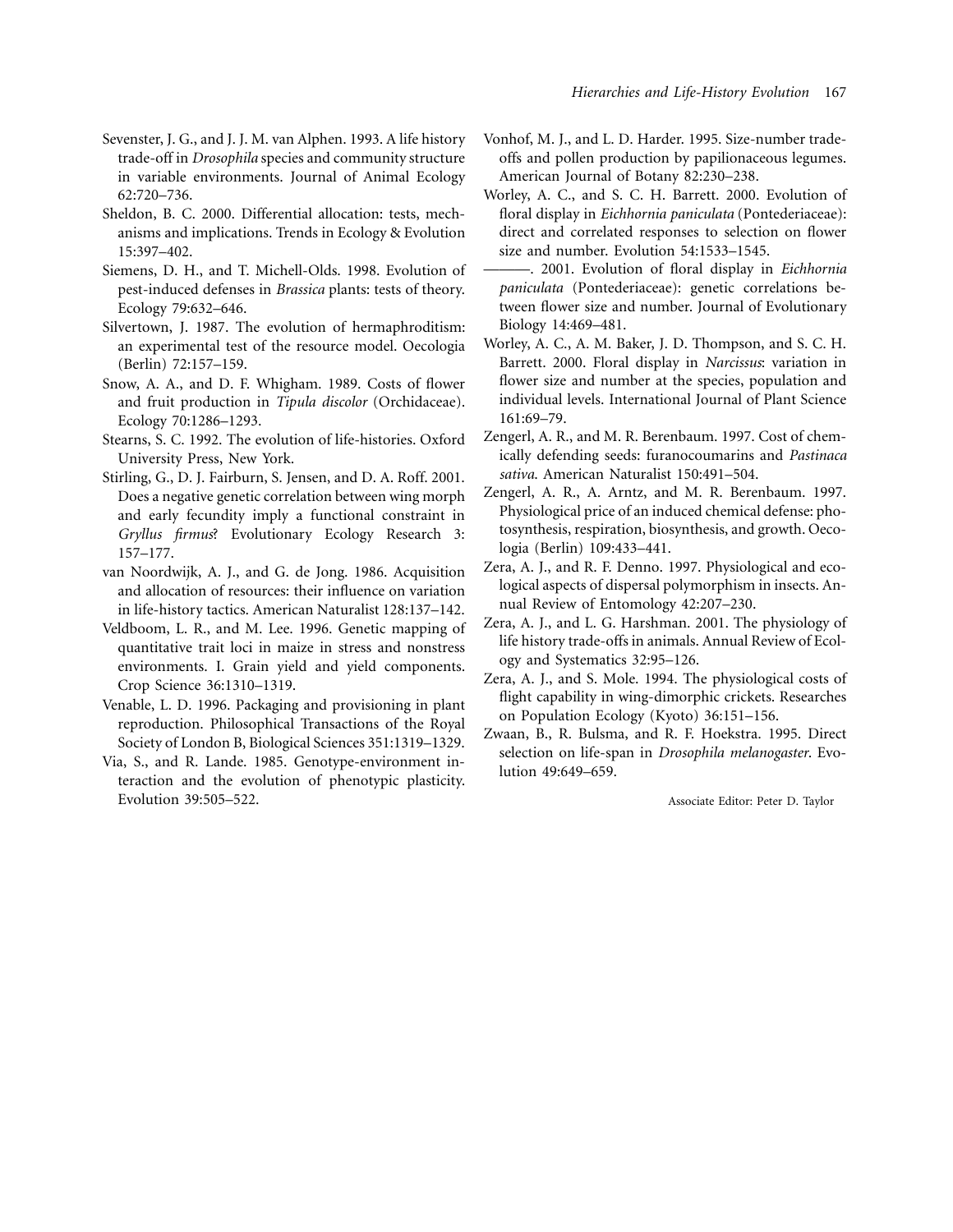Sevenster, J. G., and J. J. M. van Alphen. 1993. A life history trade-off in *Drosophila* species and community structure in variable environments. Journal of Animal Ecology 62:720–736.

Sheldon, B. C. 2000. Differential allocation: tests, mechanisms and implications. Trends in Ecology & Evolution 15:397–402.

Siemens, D. H., and T. Michell-Olds. 1998. Evolution of pest-induced defenses in *Brassica* plants: tests of theory. Ecology 79:632–646.

Silvertown, J. 1987. The evolution of hermaphroditism: an experimental test of the resource model. Oecologia (Berlin) 72:157–159.

Snow, A. A., and D. F. Whigham. 1989. Costs of flower and fruit production in *Tipula discolor* (Orchidaceae). Ecology 70:1286–1293.

Stearns, S. C. 1992. The evolution of life-histories. Oxford University Press, New York.

Stirling, G., D. J. Fairburn, S. Jensen, and D. A. Roff. 2001. Does a negative genetic correlation between wing morph and early fecundity imply a functional constraint in *Gryllus firmus*? Evolutionary Ecology Research 3: 157–177.

van Noordwijk, A. J., and G. de Jong. 1986. Acquisition and allocation of resources: their influence on variation in life-history tactics. American Naturalist 128:137–142.

Veldboom, L. R., and M. Lee. 1996. Genetic mapping of quantitative trait loci in maize in stress and nonstress environments. I. Grain yield and yield components. Crop Science 36:1310–1319.

Venable, L. D. 1996. Packaging and provisioning in plant reproduction. Philosophical Transactions of the Royal Society of London B, Biological Sciences 351:1319–1329.

Via, S., and R. Lande. 1985. Genotype-environment interaction and the evolution of phenotypic plasticity. Evolution 39:505–522.

Vonhof, M. J., and L. D. Harder. 1995. Size-number tradeoffs and pollen production by papilionaceous legumes. American Journal of Botany 82:230–238.

Worley, A. C., and S. C. H. Barrett. 2000. Evolution of floral display in *Eichhornia paniculata* (Pontederiaceae): direct and correlated responses to selection on flower size and number. Evolution 54:1533–1545.

———. 2001. Evolution of floral display in *Eichhornia paniculata* (Pontederiaceae): genetic correlations between flower size and number. Journal of Evolutionary Biology 14:469–481.

Worley, A. C., A. M. Baker, J. D. Thompson, and S. C. H. Barrett. 2000. Floral display in *Narcissus*: variation in flower size and number at the species, population and individual levels. International Journal of Plant Science 161:69–79.

Zengerl, A. R., and M. R. Berenbaum. 1997. Cost of chemically defending seeds: furanocoumarins and *Pastinaca sativa*. American Naturalist 150:491–504.

Zengerl, A. R., A. Arntz, and M. R. Berenbaum. 1997. Physiological price of an induced chemical defense: photosynthesis, respiration, biosynthesis, and growth. Oecologia (Berlin) 109:433–441.

Zera, A. J., and R. F. Denno. 1997. Physiological and ecological aspects of dispersal polymorphism in insects. Annual Review of Entomology 42:207–230.

Zera, A. J., and L. G. Harshman. 2001. The physiology of life history trade-offs in animals. Annual Review of Ecology and Systematics 32:95–126.

Zera, A. J., and S. Mole. 1994. The physiological costs of flight capability in wing-dimorphic crickets. Researches on Population Ecology (Kyoto) 36:151–156.

Zwaan, B., R. Bulsma, and R. F. Hoekstra. 1995. Direct selection on life-span in *Drosophila melanogaster*. Evolution 49:649–659.

Associate Editor: Peter D. Taylor